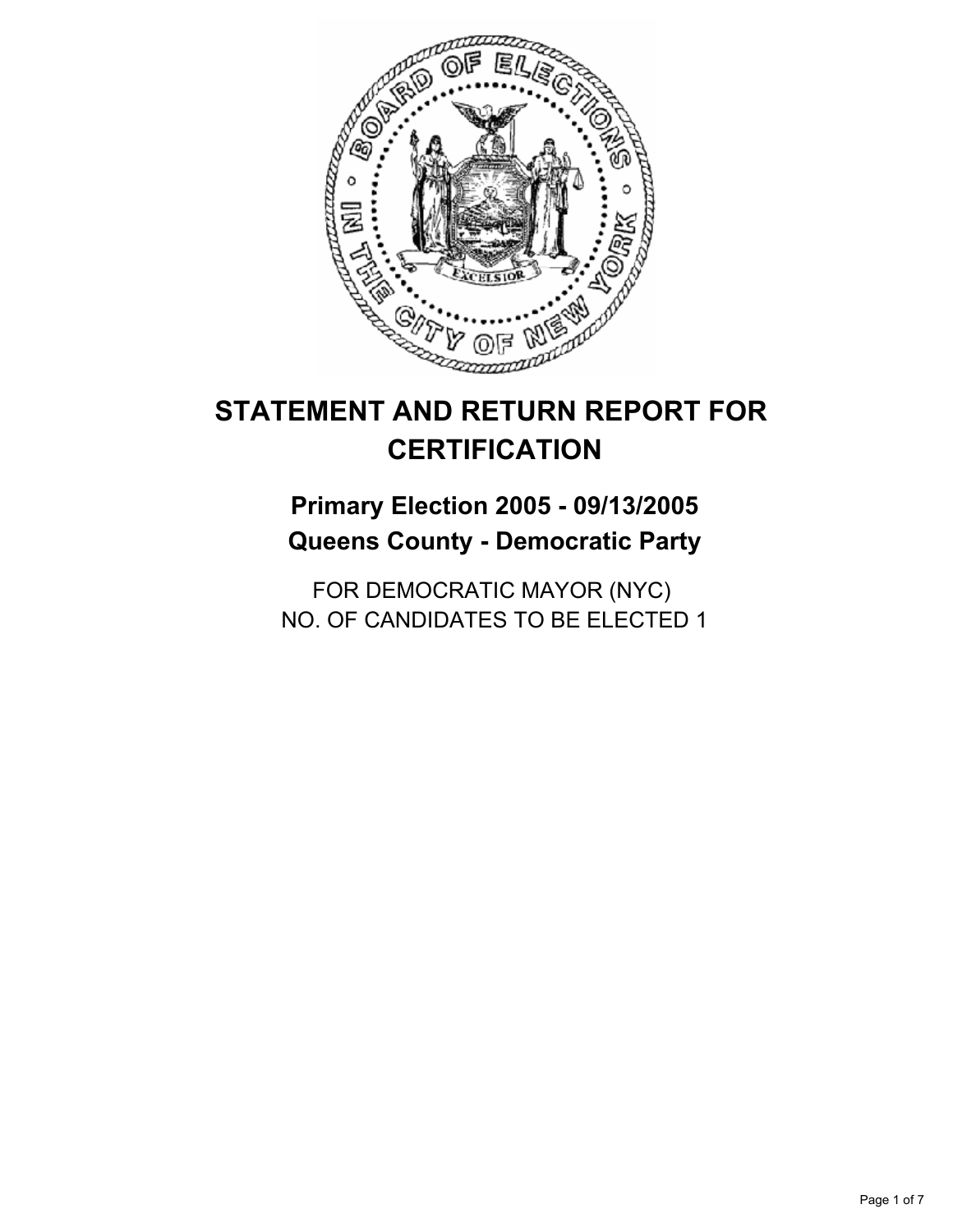# STATEMENT AND RETURN REPORT FOR CERTIFICATION

## Primary Election 2005 - 09/13/2005
## Queens County - Democratic Party

FOR DEMOCRATIC MAYOR (NYC)
NO. OF CANDIDATES TO BE ELECTED 1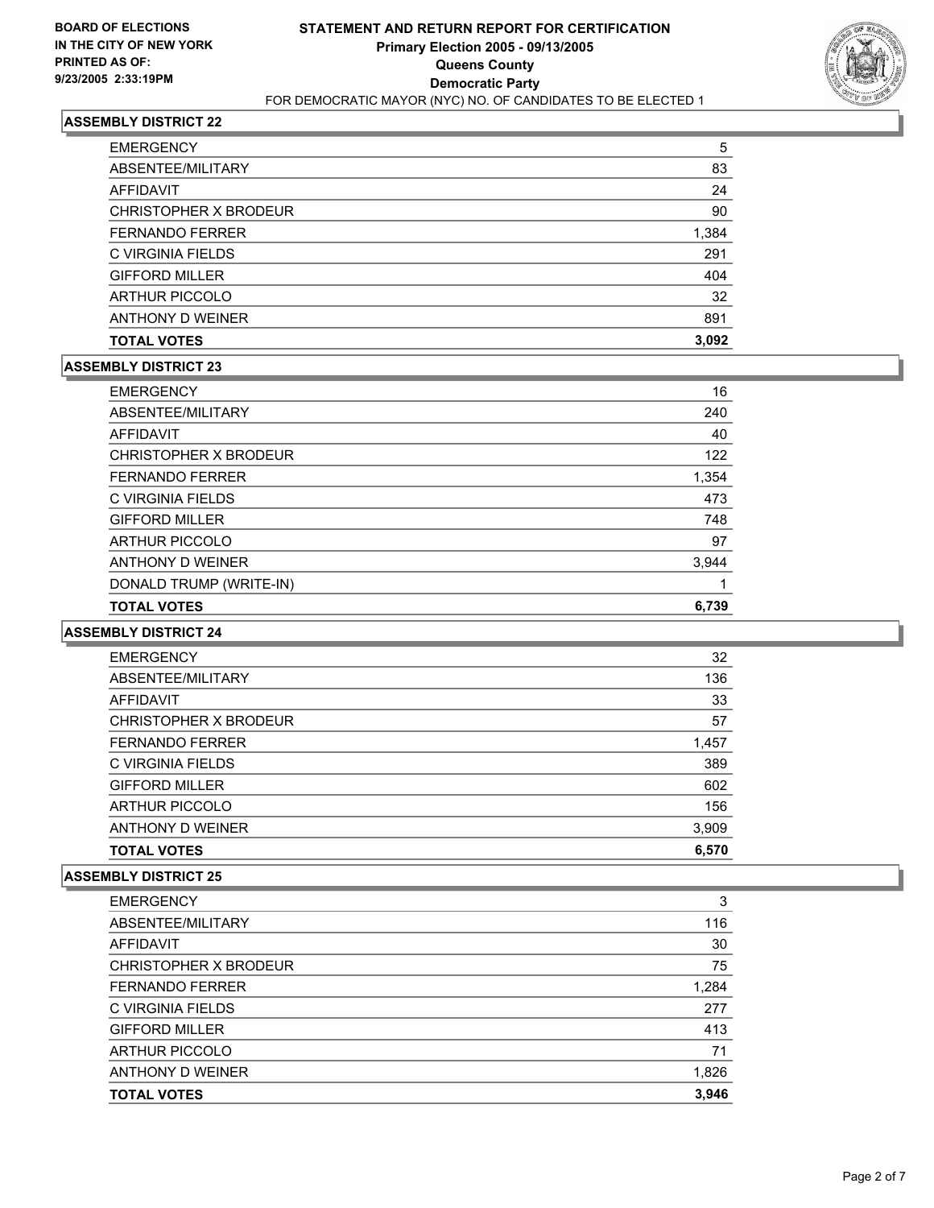**BOARD OF ELECTIONS IN THE CITY OF NEW YORK PRINTED AS OF: 9/23/2005 2:33:19PM**

# STATEMENT AND RETURN REPORT FOR CERTIFICATION
## Primary Election 2005 - 09/13/2005
## Queens County
## Democratic Party
FOR DEMOCRATIC MAYOR (NYC) NO. OF CANDIDATES TO BE ELECTED 1

### ASSEMBLY DISTRICT 22

| | |
|---|---|
| EMERGENCY | 5 |
| ABSENTEE/MILITARY | 83 |
| AFFIDAVIT | 24 |
| CHRISTOPHER X BRODEUR | 90 |
| FERNANDO FERRER | 1,384 |
| C VIRGINIA FIELDS | 291 |
| GIFFORD MILLER | 404 |
| ARTHUR PICCOLO | 32 |
| ANTHONY D WEINER | 891 |
| **TOTAL VOTES** | **3,092** |

### ASSEMBLY DISTRICT 23

| | |
|---|---|
| EMERGENCY | 16 |
| ABSENTEE/MILITARY | 240 |
| AFFIDAVIT | 40 |
| CHRISTOPHER X BRODEUR | 122 |
| FERNANDO FERRER | 1,354 |
| C VIRGINIA FIELDS | 473 |
| GIFFORD MILLER | 748 |
| ARTHUR PICCOLO | 97 |
| ANTHONY D WEINER | 3,944 |
| DONALD TRUMP (WRITE-IN) | 1 |
| **TOTAL VOTES** | **6,739** |

### ASSEMBLY DISTRICT 24

| | |
|---|---|
| EMERGENCY | 32 |
| ABSENTEE/MILITARY | 136 |
| AFFIDAVIT | 33 |
| CHRISTOPHER X BRODEUR | 57 |
| FERNANDO FERRER | 1,457 |
| C VIRGINIA FIELDS | 389 |
| GIFFORD MILLER | 602 |
| ARTHUR PICCOLO | 156 |
| ANTHONY D WEINER | 3,909 |
| **TOTAL VOTES** | **6,570** |

### ASSEMBLY DISTRICT 25

| | |
|---|---|
| EMERGENCY | 3 |
| ABSENTEE/MILITARY | 116 |
| AFFIDAVIT | 30 |
| CHRISTOPHER X BRODEUR | 75 |
| FERNANDO FERRER | 1,284 |
| C VIRGINIA FIELDS | 277 |
| GIFFORD MILLER | 413 |
| ARTHUR PICCOLO | 71 |
| ANTHONY D WEINER | 1,826 |
| **TOTAL VOTES** | **3,946** |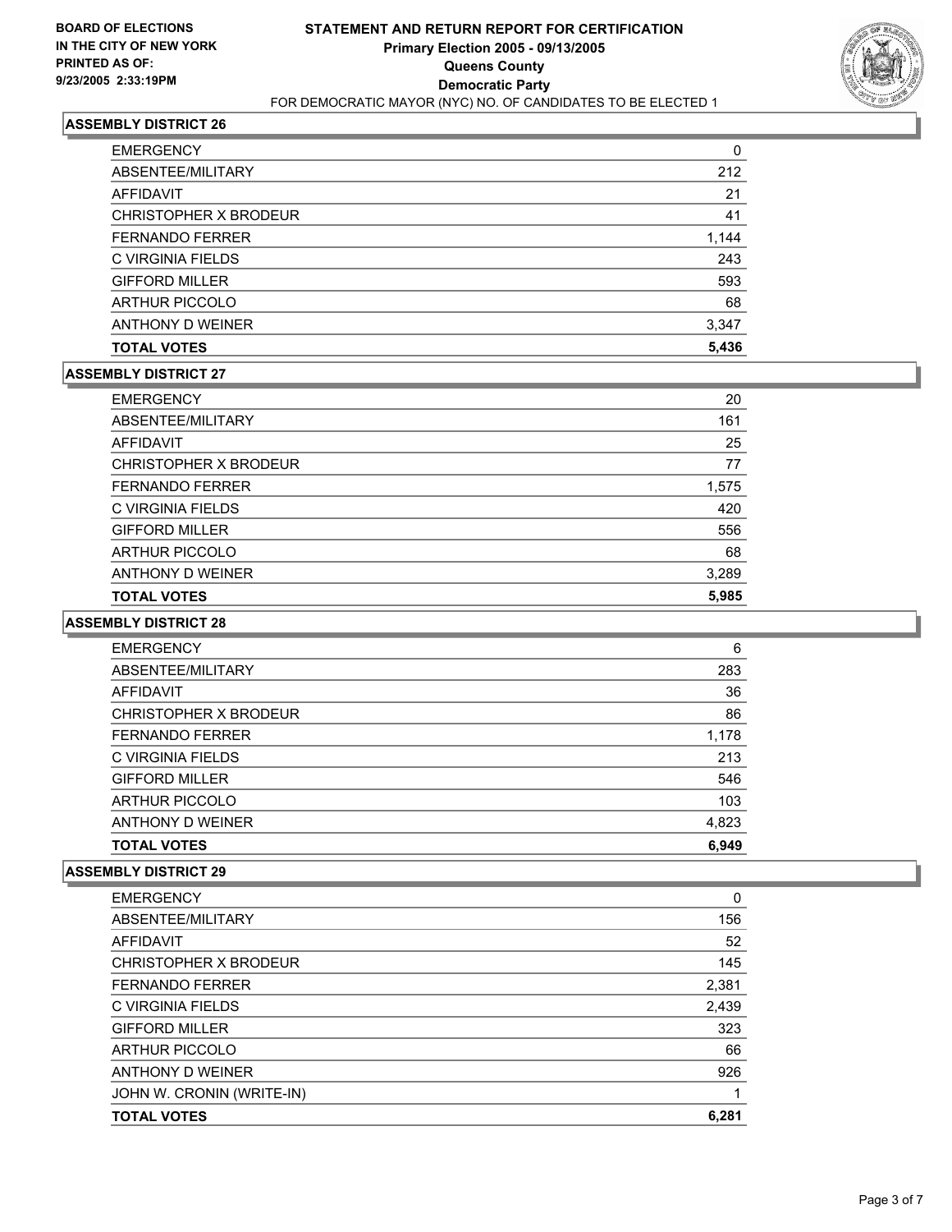BOARD OF ELECTIONS
IN THE CITY OF NEW YORK
PRINTED AS OF:
9/23/2005 2:33:19PM

# STATEMENT AND RETURN REPORT FOR CERTIFICATION
## Primary Election 2005 - 09/13/2005
## Queens County
## Democratic Party
FOR DEMOCRATIC MAYOR (NYC) NO. OF CANDIDATES TO BE ELECTED 1

### ASSEMBLY DISTRICT 26

| | |
|---|---|
| EMERGENCY | 0 |
| ABSENTEE/MILITARY | 212 |
| AFFIDAVIT | 21 |
| CHRISTOPHER X BRODEUR | 41 |
| FERNANDO FERRER | 1,144 |
| C VIRGINIA FIELDS | 243 |
| GIFFORD MILLER | 593 |
| ARTHUR PICCOLO | 68 |
| ANTHONY D WEINER | 3,347 |
| **TOTAL VOTES** | **5,436** |

### ASSEMBLY DISTRICT 27

| | |
|---|---|
| EMERGENCY | 20 |
| ABSENTEE/MILITARY | 161 |
| AFFIDAVIT | 25 |
| CHRISTOPHER X BRODEUR | 77 |
| FERNANDO FERRER | 1,575 |
| C VIRGINIA FIELDS | 420 |
| GIFFORD MILLER | 556 |
| ARTHUR PICCOLO | 68 |
| ANTHONY D WEINER | 3,289 |
| **TOTAL VOTES** | **5,985** |

### ASSEMBLY DISTRICT 28

| | |
|---|---|
| EMERGENCY | 6 |
| ABSENTEE/MILITARY | 283 |
| AFFIDAVIT | 36 |
| CHRISTOPHER X BRODEUR | 86 |
| FERNANDO FERRER | 1,178 |
| C VIRGINIA FIELDS | 213 |
| GIFFORD MILLER | 546 |
| ARTHUR PICCOLO | 103 |
| ANTHONY D WEINER | 4,823 |
| **TOTAL VOTES** | **6,949** |

### ASSEMBLY DISTRICT 29

| | |
|---|---|
| EMERGENCY | 0 |
| ABSENTEE/MILITARY | 156 |
| AFFIDAVIT | 52 |
| CHRISTOPHER X BRODEUR | 145 |
| FERNANDO FERRER | 2,381 |
| C VIRGINIA FIELDS | 2,439 |
| GIFFORD MILLER | 323 |
| ARTHUR PICCOLO | 66 |
| ANTHONY D WEINER | 926 |
| JOHN W. CRONIN (WRITE-IN) | 1 |
| **TOTAL VOTES** | **6,281** |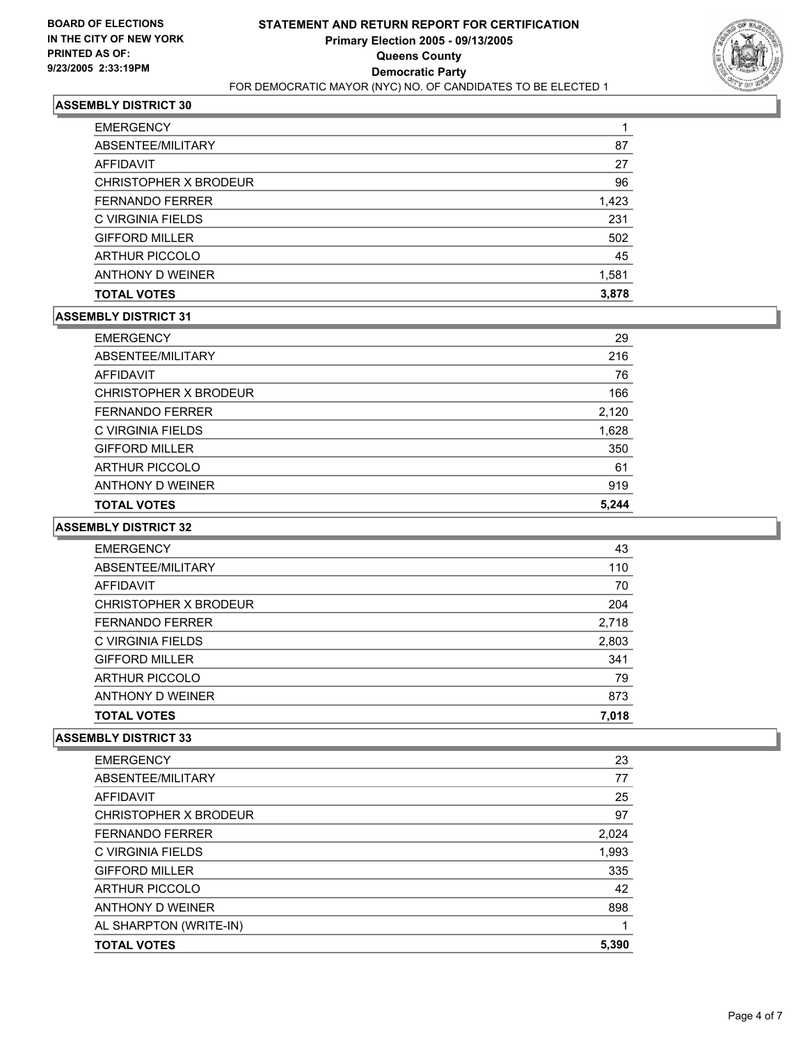**BOARD OF ELECTIONS IN THE CITY OF NEW YORK PRINTED AS OF: 9/23/2005 2:33:19PM**

# STATEMENT AND RETURN REPORT FOR CERTIFICATION
## Primary Election 2005 - 09/13/2005
## Queens County
## Democratic Party
FOR DEMOCRATIC MAYOR (NYC) NO. OF CANDIDATES TO BE ELECTED 1

### ASSEMBLY DISTRICT 30

| | |
|---|---|
| EMERGENCY | 1 |
| ABSENTEE/MILITARY | 87 |
| AFFIDAVIT | 27 |
| CHRISTOPHER X BRODEUR | 96 |
| FERNANDO FERRER | 1,423 |
| C VIRGINIA FIELDS | 231 |
| GIFFORD MILLER | 502 |
| ARTHUR PICCOLO | 45 |
| ANTHONY D WEINER | 1,581 |
| **TOTAL VOTES** | **3,878** |

### ASSEMBLY DISTRICT 31

| | |
|---|---|
| EMERGENCY | 29 |
| ABSENTEE/MILITARY | 216 |
| AFFIDAVIT | 76 |
| CHRISTOPHER X BRODEUR | 166 |
| FERNANDO FERRER | 2,120 |
| C VIRGINIA FIELDS | 1,628 |
| GIFFORD MILLER | 350 |
| ARTHUR PICCOLO | 61 |
| ANTHONY D WEINER | 919 |
| **TOTAL VOTES** | **5,244** |

### ASSEMBLY DISTRICT 32

| | |
|---|---|
| EMERGENCY | 43 |
| ABSENTEE/MILITARY | 110 |
| AFFIDAVIT | 70 |
| CHRISTOPHER X BRODEUR | 204 |
| FERNANDO FERRER | 2,718 |
| C VIRGINIA FIELDS | 2,803 |
| GIFFORD MILLER | 341 |
| ARTHUR PICCOLO | 79 |
| ANTHONY D WEINER | 873 |
| **TOTAL VOTES** | **7,018** |

### ASSEMBLY DISTRICT 33

| | |
|---|---|
| EMERGENCY | 23 |
| ABSENTEE/MILITARY | 77 |
| AFFIDAVIT | 25 |
| CHRISTOPHER X BRODEUR | 97 |
| FERNANDO FERRER | 2,024 |
| C VIRGINIA FIELDS | 1,993 |
| GIFFORD MILLER | 335 |
| ARTHUR PICCOLO | 42 |
| ANTHONY D WEINER | 898 |
| AL SHARPTON (WRITE-IN) | 1 |
| **TOTAL VOTES** | **5,390** |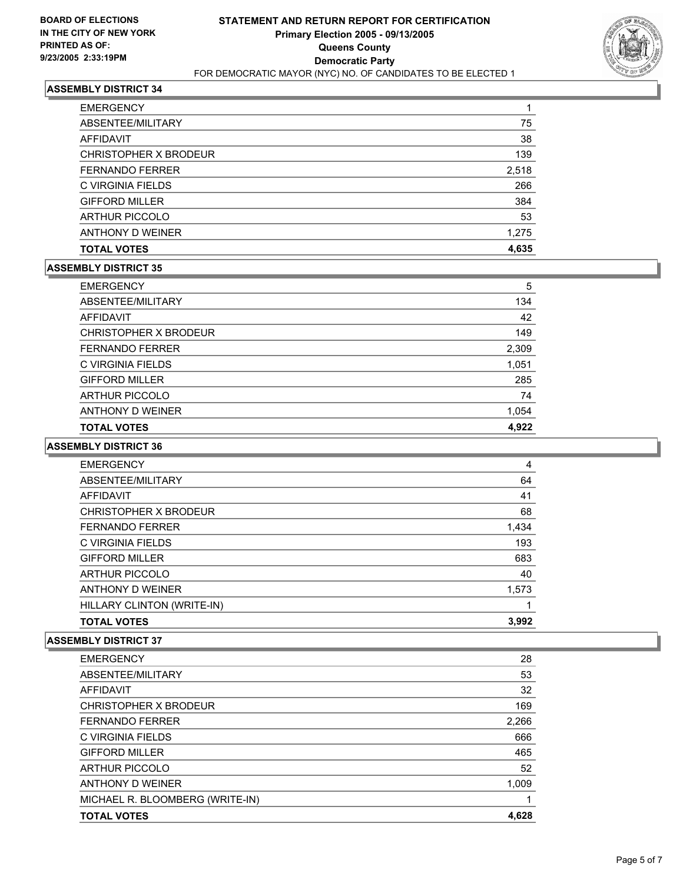**BOARD OF ELECTIONS IN THE CITY OF NEW YORK PRINTED AS OF: 9/23/2005 2:33:19PM**

# STATEMENT AND RETURN REPORT FOR CERTIFICATION
## Primary Election 2005 - 09/13/2005
## Queens County
## Democratic Party
FOR DEMOCRATIC MAYOR (NYC) NO. OF CANDIDATES TO BE ELECTED 1

### ASSEMBLY DISTRICT 34

| | |
|---|---|
| EMERGENCY | 1 |
| ABSENTEE/MILITARY | 75 |
| AFFIDAVIT | 38 |
| CHRISTOPHER X BRODEUR | 139 |
| FERNANDO FERRER | 2,518 |
| C VIRGINIA FIELDS | 266 |
| GIFFORD MILLER | 384 |
| ARTHUR PICCOLO | 53 |
| ANTHONY D WEINER | 1,275 |
| **TOTAL VOTES** | **4,635** |

### ASSEMBLY DISTRICT 35

| | |
|---|---|
| EMERGENCY | 5 |
| ABSENTEE/MILITARY | 134 |
| AFFIDAVIT | 42 |
| CHRISTOPHER X BRODEUR | 149 |
| FERNANDO FERRER | 2,309 |
| C VIRGINIA FIELDS | 1,051 |
| GIFFORD MILLER | 285 |
| ARTHUR PICCOLO | 74 |
| ANTHONY D WEINER | 1,054 |
| **TOTAL VOTES** | **4,922** |

### ASSEMBLY DISTRICT 36

| | |
|---|---|
| EMERGENCY | 4 |
| ABSENTEE/MILITARY | 64 |
| AFFIDAVIT | 41 |
| CHRISTOPHER X BRODEUR | 68 |
| FERNANDO FERRER | 1,434 |
| C VIRGINIA FIELDS | 193 |
| GIFFORD MILLER | 683 |
| ARTHUR PICCOLO | 40 |
| ANTHONY D WEINER | 1,573 |
| HILLARY CLINTON (WRITE-IN) | 1 |
| **TOTAL VOTES** | **3,992** |

### ASSEMBLY DISTRICT 37

| | |
|---|---|
| EMERGENCY | 28 |
| ABSENTEE/MILITARY | 53 |
| AFFIDAVIT | 32 |
| CHRISTOPHER X BRODEUR | 169 |
| FERNANDO FERRER | 2,266 |
| C VIRGINIA FIELDS | 666 |
| GIFFORD MILLER | 465 |
| ARTHUR PICCOLO | 52 |
| ANTHONY D WEINER | 1,009 |
| MICHAEL R. BLOOMBERG (WRITE-IN) | 1 |
| **TOTAL VOTES** | **4,628** |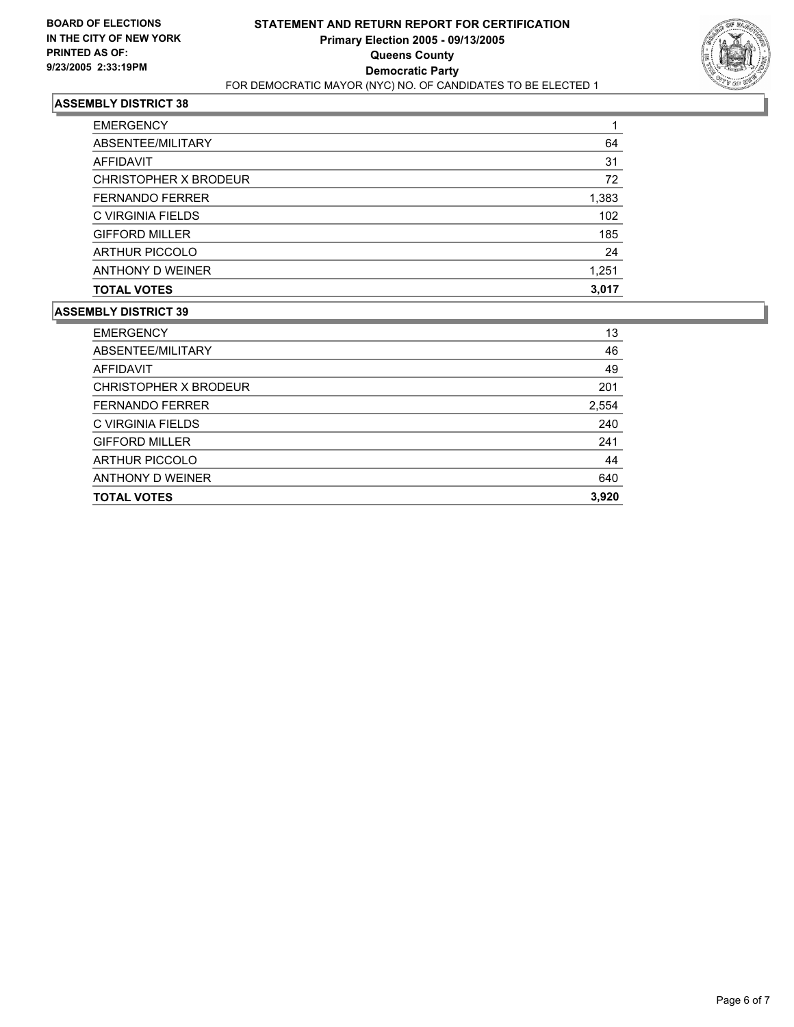**BOARD OF ELECTIONS IN THE CITY OF NEW YORK PRINTED AS OF: 9/23/2005 2:33:19PM**

# STATEMENT AND RETURN REPORT FOR CERTIFICATION
## Primary Election 2005 - 09/13/2005
## Queens County
## Democratic Party
FOR DEMOCRATIC MAYOR (NYC) NO. OF CANDIDATES TO BE ELECTED 1

### ASSEMBLY DISTRICT 38

| | |
|---|---|
| EMERGENCY | 1 |
| ABSENTEE/MILITARY | 64 |
| AFFIDAVIT | 31 |
| CHRISTOPHER X BRODEUR | 72 |
| FERNANDO FERRER | 1,383 |
| C VIRGINIA FIELDS | 102 |
| GIFFORD MILLER | 185 |
| ARTHUR PICCOLO | 24 |
| ANTHONY D WEINER | 1,251 |
| **TOTAL VOTES** | **3,017** |

### ASSEMBLY DISTRICT 39

| | |
|---|---|
| EMERGENCY | 13 |
| ABSENTEE/MILITARY | 46 |
| AFFIDAVIT | 49 |
| CHRISTOPHER X BRODEUR | 201 |
| FERNANDO FERRER | 2,554 |
| C VIRGINIA FIELDS | 240 |
| GIFFORD MILLER | 241 |
| ARTHUR PICCOLO | 44 |
| ANTHONY D WEINER | 640 |
| **TOTAL VOTES** | **3,920** |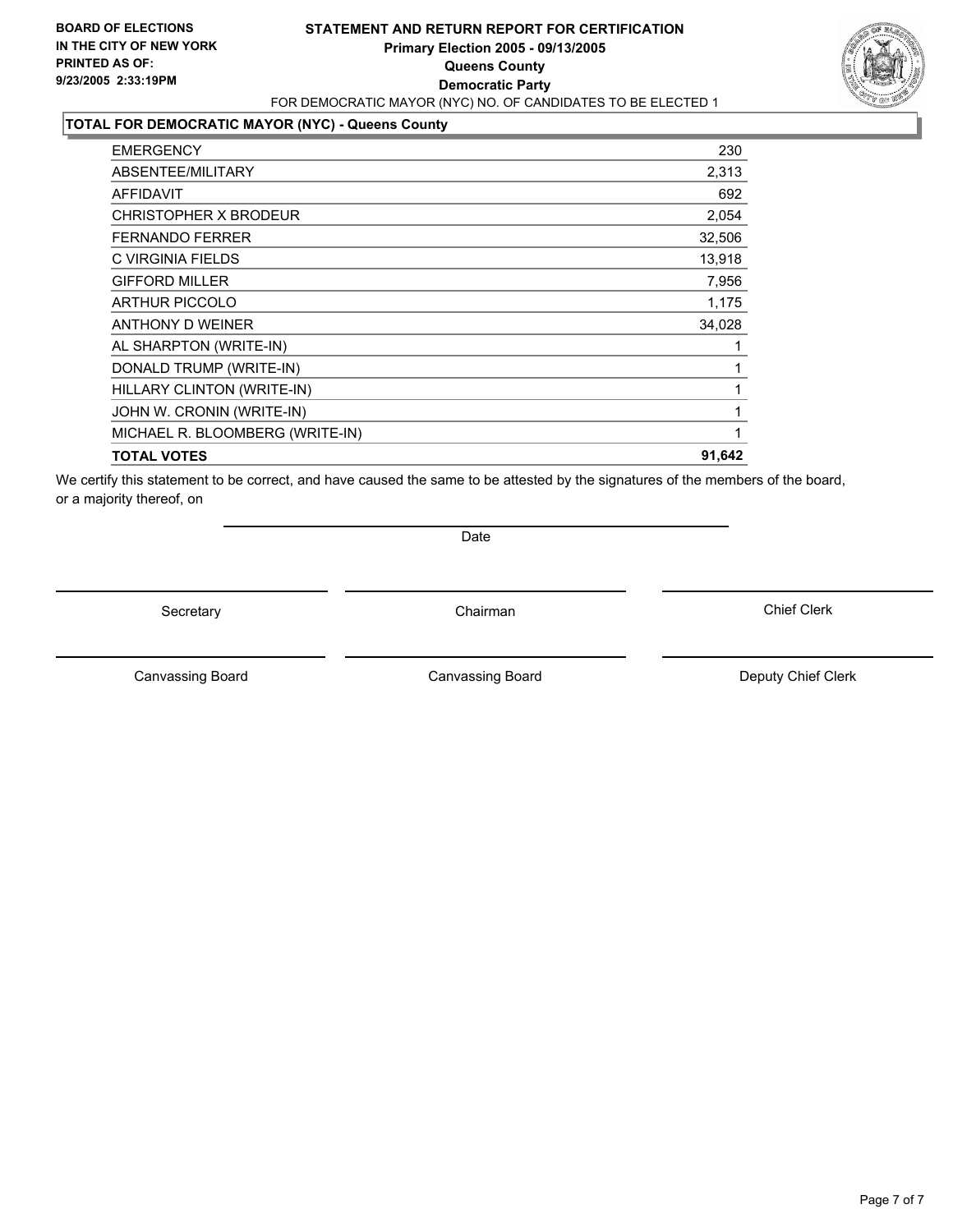**BOARD OF ELECTIONS IN THE CITY OF NEW YORK**
**PRINTED AS OF: 9/23/2005 2:33:19PM**

# STATEMENT AND RETURN REPORT FOR CERTIFICATION
## Primary Election 2005 - 09/13/2005
## Queens County
## Democratic Party

FOR DEMOCRATIC MAYOR (NYC) NO. OF CANDIDATES TO BE ELECTED 1

### TOTAL FOR DEMOCRATIC MAYOR (NYC) - Queens County

| | |
|---|---|
| EMERGENCY | 230 |
| ABSENTEE/MILITARY | 2,313 |
| AFFIDAVIT | 692 |
| CHRISTOPHER X BRODEUR | 2,054 |
| FERNANDO FERRER | 32,506 |
| C VIRGINIA FIELDS | 13,918 |
| GIFFORD MILLER | 7,956 |
| ARTHUR PICCOLO | 1,175 |
| ANTHONY D WEINER | 34,028 |
| AL SHARPTON (WRITE-IN) | 1 |
| DONALD TRUMP (WRITE-IN) | 1 |
| HILLARY CLINTON (WRITE-IN) | 1 |
| JOHN W. CRONIN (WRITE-IN) | 1 |
| MICHAEL R. BLOOMBERG (WRITE-IN) | 1 |
| **TOTAL VOTES** | **91,642** |

We certify this statement to be correct, and have caused the same to be attested by the signatures of the members of the board, or a majority thereof, on

Date

Secretary | Chairman | Chief Clerk

Canvassing Board | Canvassing Board | Deputy Chief Clerk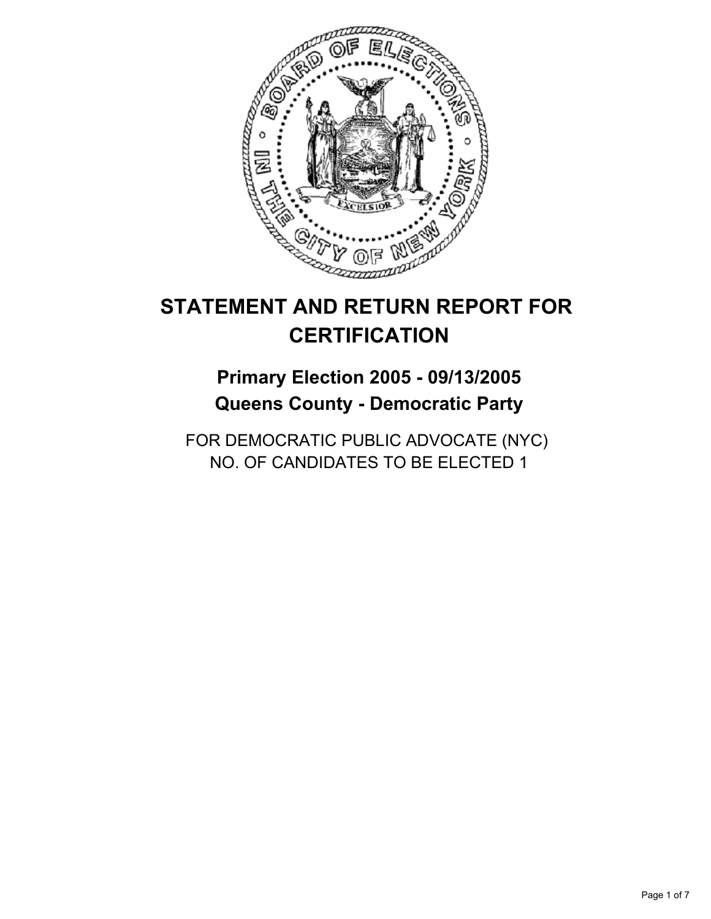# STATEMENT AND RETURN REPORT FOR CERTIFICATION

## Primary Election 2005 - 09/13/2005
## Queens County - Democratic Party

FOR DEMOCRATIC PUBLIC ADVOCATE (NYC)
NO. OF CANDIDATES TO BE ELECTED 1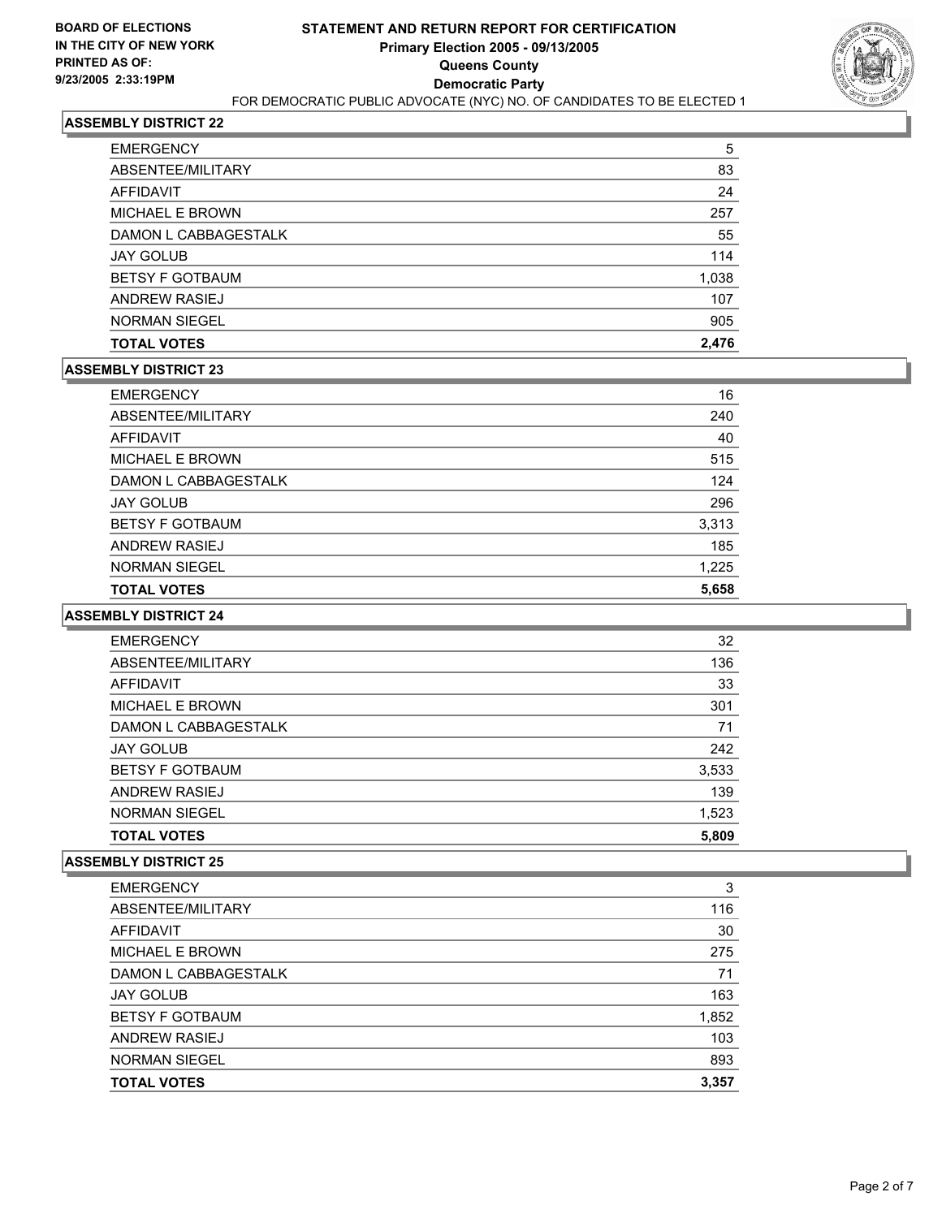**BOARD OF ELECTIONS IN THE CITY OF NEW YORK**
**PRINTED AS OF: 9/23/2005 2:33:19PM**

# STATEMENT AND RETURN REPORT FOR CERTIFICATION
## Primary Election 2005 - 09/13/2005
## Queens County
## Democratic Party

FOR DEMOCRATIC PUBLIC ADVOCATE (NYC) NO. OF CANDIDATES TO BE ELECTED 1

### ASSEMBLY DISTRICT 22

| | |
|---|---|
| EMERGENCY | 5 |
| ABSENTEE/MILITARY | 83 |
| AFFIDAVIT | 24 |
| MICHAEL E BROWN | 257 |
| DAMON L CABBAGESTALK | 55 |
| JAY GOLUB | 114 |
| BETSY F GOTBAUM | 1,038 |
| ANDREW RASIEJ | 107 |
| NORMAN SIEGEL | 905 |
| **TOTAL VOTES** | **2,476** |

### ASSEMBLY DISTRICT 23

| | |
|---|---|
| EMERGENCY | 16 |
| ABSENTEE/MILITARY | 240 |
| AFFIDAVIT | 40 |
| MICHAEL E BROWN | 515 |
| DAMON L CABBAGESTALK | 124 |
| JAY GOLUB | 296 |
| BETSY F GOTBAUM | 3,313 |
| ANDREW RASIEJ | 185 |
| NORMAN SIEGEL | 1,225 |
| **TOTAL VOTES** | **5,658** |

### ASSEMBLY DISTRICT 24

| | |
|---|---|
| EMERGENCY | 32 |
| ABSENTEE/MILITARY | 136 |
| AFFIDAVIT | 33 |
| MICHAEL E BROWN | 301 |
| DAMON L CABBAGESTALK | 71 |
| JAY GOLUB | 242 |
| BETSY F GOTBAUM | 3,533 |
| ANDREW RASIEJ | 139 |
| NORMAN SIEGEL | 1,523 |
| **TOTAL VOTES** | **5,809** |

### ASSEMBLY DISTRICT 25

| | |
|---|---|
| EMERGENCY | 3 |
| ABSENTEE/MILITARY | 116 |
| AFFIDAVIT | 30 |
| MICHAEL E BROWN | 275 |
| DAMON L CABBAGESTALK | 71 |
| JAY GOLUB | 163 |
| BETSY F GOTBAUM | 1,852 |
| ANDREW RASIEJ | 103 |
| NORMAN SIEGEL | 893 |
| **TOTAL VOTES** | **3,357** |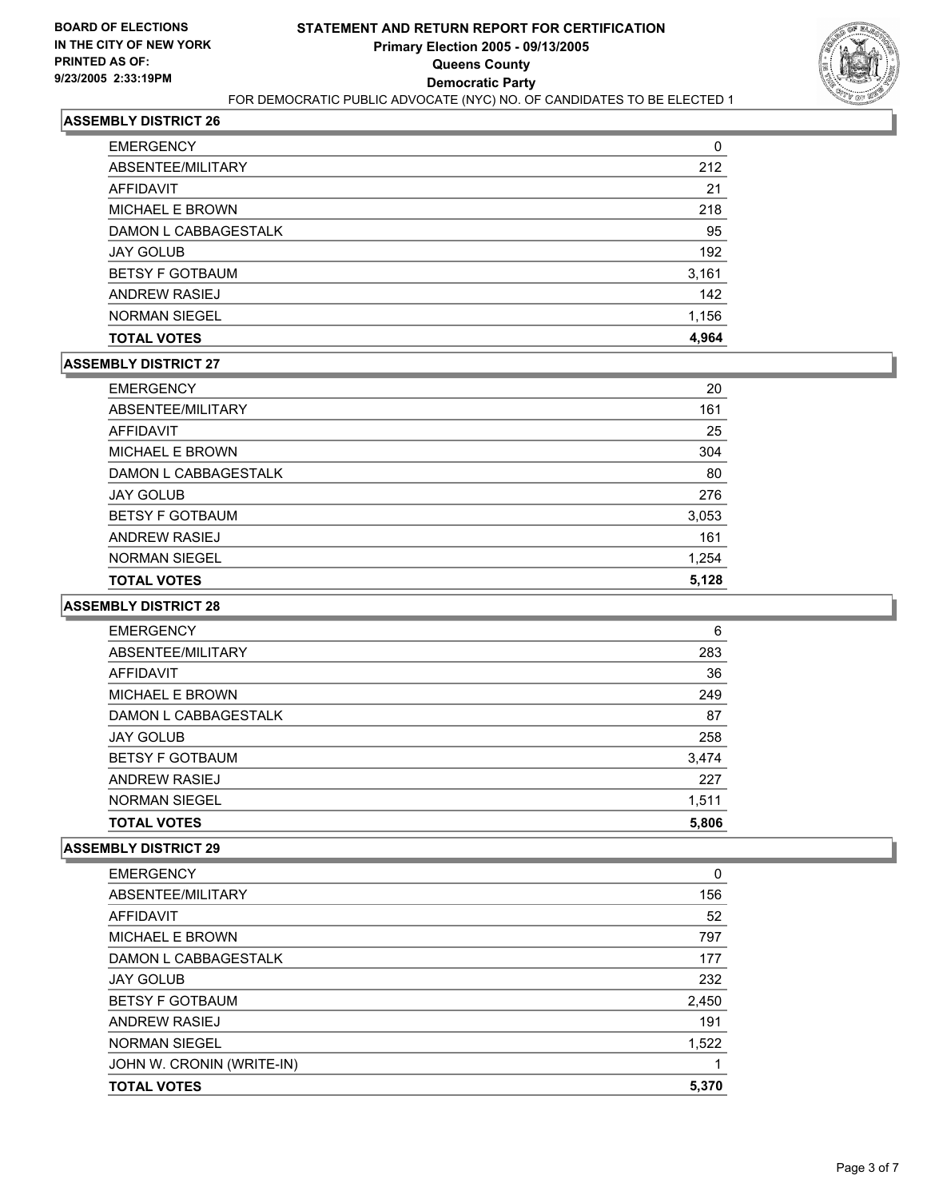**BOARD OF ELECTIONS IN THE CITY OF NEW YORK PRINTED AS OF: 9/23/2005 2:33:19PM**

# STATEMENT AND RETURN REPORT FOR CERTIFICATION
## Primary Election 2005 - 09/13/2005
## Queens County
## Democratic Party

FOR DEMOCRATIC PUBLIC ADVOCATE (NYC) NO. OF CANDIDATES TO BE ELECTED 1

### ASSEMBLY DISTRICT 26

| | |
|---|---|
| EMERGENCY | 0 |
| ABSENTEE/MILITARY | 212 |
| AFFIDAVIT | 21 |
| MICHAEL E BROWN | 218 |
| DAMON L CABBAGESTALK | 95 |
| JAY GOLUB | 192 |
| BETSY F GOTBAUM | 3,161 |
| ANDREW RASIEJ | 142 |
| NORMAN SIEGEL | 1,156 |
| **TOTAL VOTES** | **4,964** |

### ASSEMBLY DISTRICT 27

| | |
|---|---|
| EMERGENCY | 20 |
| ABSENTEE/MILITARY | 161 |
| AFFIDAVIT | 25 |
| MICHAEL E BROWN | 304 |
| DAMON L CABBAGESTALK | 80 |
| JAY GOLUB | 276 |
| BETSY F GOTBAUM | 3,053 |
| ANDREW RASIEJ | 161 |
| NORMAN SIEGEL | 1,254 |
| **TOTAL VOTES** | **5,128** |

### ASSEMBLY DISTRICT 28

| | |
|---|---|
| EMERGENCY | 6 |
| ABSENTEE/MILITARY | 283 |
| AFFIDAVIT | 36 |
| MICHAEL E BROWN | 249 |
| DAMON L CABBAGESTALK | 87 |
| JAY GOLUB | 258 |
| BETSY F GOTBAUM | 3,474 |
| ANDREW RASIEJ | 227 |
| NORMAN SIEGEL | 1,511 |
| **TOTAL VOTES** | **5,806** |

### ASSEMBLY DISTRICT 29

| | |
|---|---|
| EMERGENCY | 0 |
| ABSENTEE/MILITARY | 156 |
| AFFIDAVIT | 52 |
| MICHAEL E BROWN | 797 |
| DAMON L CABBAGESTALK | 177 |
| JAY GOLUB | 232 |
| BETSY F GOTBAUM | 2,450 |
| ANDREW RASIEJ | 191 |
| NORMAN SIEGEL | 1,522 |
| JOHN W. CRONIN (WRITE-IN) | 1 |
| **TOTAL VOTES** | **5,370** |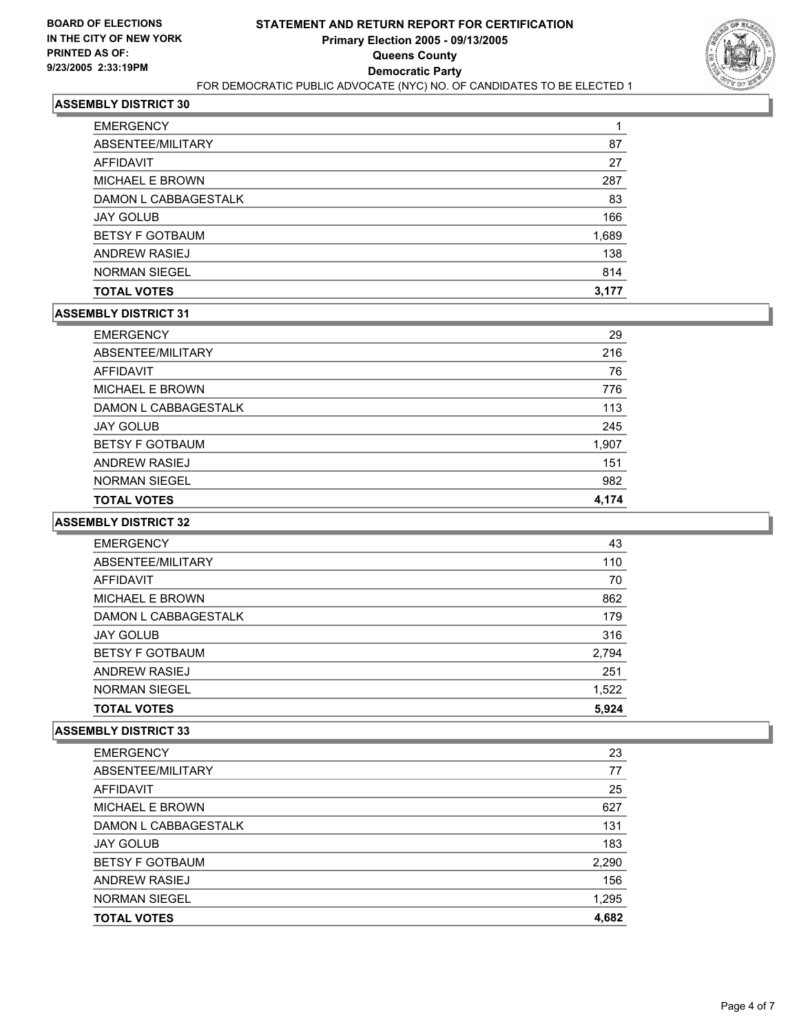**BOARD OF ELECTIONS IN THE CITY OF NEW YORK PRINTED AS OF: 9/23/2005 2:33:19PM**

# STATEMENT AND RETURN REPORT FOR CERTIFICATION
## Primary Election 2005 - 09/13/2005
## Queens County
## Democratic Party
FOR DEMOCRATIC PUBLIC ADVOCATE (NYC) NO. OF CANDIDATES TO BE ELECTED 1

### ASSEMBLY DISTRICT 30

| | |
|---|---|
| EMERGENCY | 1 |
| ABSENTEE/MILITARY | 87 |
| AFFIDAVIT | 27 |
| MICHAEL E BROWN | 287 |
| DAMON L CABBAGESTALK | 83 |
| JAY GOLUB | 166 |
| BETSY F GOTBAUM | 1,689 |
| ANDREW RASIEJ | 138 |
| NORMAN SIEGEL | 814 |
| **TOTAL VOTES** | **3,177** |

### ASSEMBLY DISTRICT 31

| | |
|---|---|
| EMERGENCY | 29 |
| ABSENTEE/MILITARY | 216 |
| AFFIDAVIT | 76 |
| MICHAEL E BROWN | 776 |
| DAMON L CABBAGESTALK | 113 |
| JAY GOLUB | 245 |
| BETSY F GOTBAUM | 1,907 |
| ANDREW RASIEJ | 151 |
| NORMAN SIEGEL | 982 |
| **TOTAL VOTES** | **4,174** |

### ASSEMBLY DISTRICT 32

| | |
|---|---|
| EMERGENCY | 43 |
| ABSENTEE/MILITARY | 110 |
| AFFIDAVIT | 70 |
| MICHAEL E BROWN | 862 |
| DAMON L CABBAGESTALK | 179 |
| JAY GOLUB | 316 |
| BETSY F GOTBAUM | 2,794 |
| ANDREW RASIEJ | 251 |
| NORMAN SIEGEL | 1,522 |
| **TOTAL VOTES** | **5,924** |

### ASSEMBLY DISTRICT 33

| | |
|---|---|
| EMERGENCY | 23 |
| ABSENTEE/MILITARY | 77 |
| AFFIDAVIT | 25 |
| MICHAEL E BROWN | 627 |
| DAMON L CABBAGESTALK | 131 |
| JAY GOLUB | 183 |
| BETSY F GOTBAUM | 2,290 |
| ANDREW RASIEJ | 156 |
| NORMAN SIEGEL | 1,295 |
| **TOTAL VOTES** | **4,682** |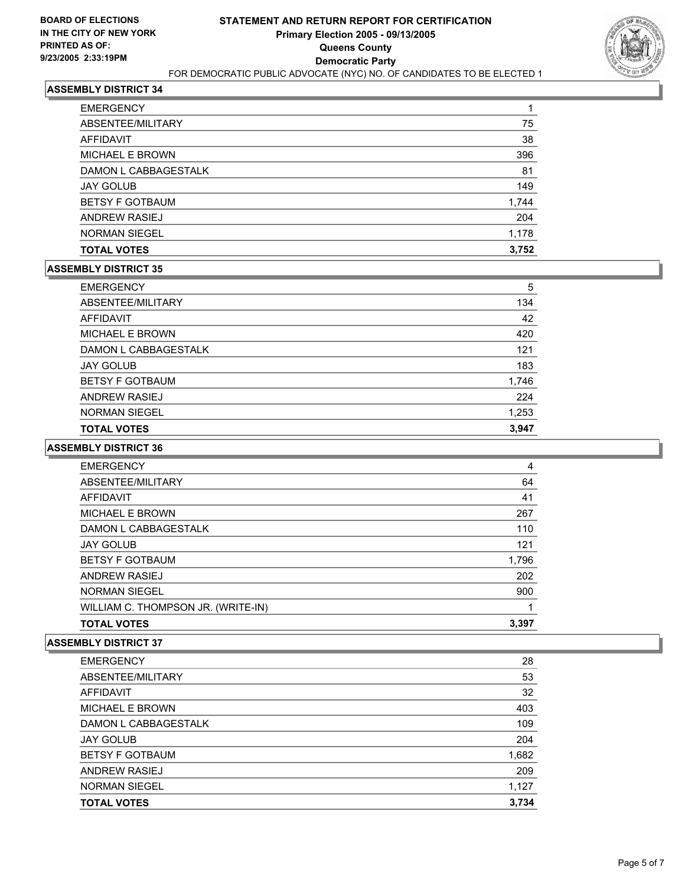**BOARD OF ELECTIONS IN THE CITY OF NEW YORK PRINTED AS OF: 9/23/2005 2:33:19PM**

# STATEMENT AND RETURN REPORT FOR CERTIFICATION
## Primary Election 2005 - 09/13/2005
## Queens County
## Democratic Party
FOR DEMOCRATIC PUBLIC ADVOCATE (NYC) NO. OF CANDIDATES TO BE ELECTED 1

### ASSEMBLY DISTRICT 34

| | |
|---|---|
| EMERGENCY | 1 |
| ABSENTEE/MILITARY | 75 |
| AFFIDAVIT | 38 |
| MICHAEL E BROWN | 396 |
| DAMON L CABBAGESTALK | 81 |
| JAY GOLUB | 149 |
| BETSY F GOTBAUM | 1,744 |
| ANDREW RASIEJ | 204 |
| NORMAN SIEGEL | 1,178 |
| **TOTAL VOTES** | **3,752** |

### ASSEMBLY DISTRICT 35

| | |
|---|---|
| EMERGENCY | 5 |
| ABSENTEE/MILITARY | 134 |
| AFFIDAVIT | 42 |
| MICHAEL E BROWN | 420 |
| DAMON L CABBAGESTALK | 121 |
| JAY GOLUB | 183 |
| BETSY F GOTBAUM | 1,746 |
| ANDREW RASIEJ | 224 |
| NORMAN SIEGEL | 1,253 |
| **TOTAL VOTES** | **3,947** |

### ASSEMBLY DISTRICT 36

| | |
|---|---|
| EMERGENCY | 4 |
| ABSENTEE/MILITARY | 64 |
| AFFIDAVIT | 41 |
| MICHAEL E BROWN | 267 |
| DAMON L CABBAGESTALK | 110 |
| JAY GOLUB | 121 |
| BETSY F GOTBAUM | 1,796 |
| ANDREW RASIEJ | 202 |
| NORMAN SIEGEL | 900 |
| WILLIAM C. THOMPSON JR. (WRITE-IN) | 1 |
| **TOTAL VOTES** | **3,397** |

### ASSEMBLY DISTRICT 37

| | |
|---|---|
| EMERGENCY | 28 |
| ABSENTEE/MILITARY | 53 |
| AFFIDAVIT | 32 |
| MICHAEL E BROWN | 403 |
| DAMON L CABBAGESTALK | 109 |
| JAY GOLUB | 204 |
| BETSY F GOTBAUM | 1,682 |
| ANDREW RASIEJ | 209 |
| NORMAN SIEGEL | 1,127 |
| **TOTAL VOTES** | **3,734** |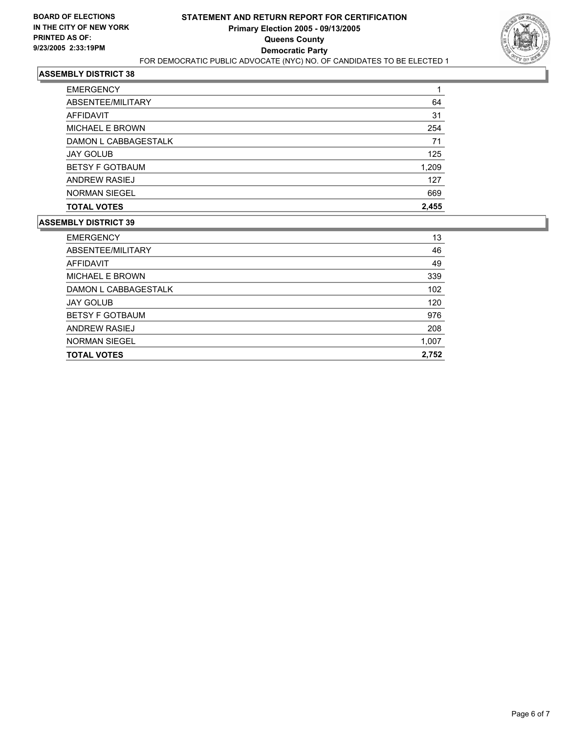**BOARD OF ELECTIONS IN THE CITY OF NEW YORK PRINTED AS OF: 9/23/2005 2:33:19PM**

# STATEMENT AND RETURN REPORT FOR CERTIFICATION
## Primary Election 2005 - 09/13/2005
## Queens County
## Democratic Party
FOR DEMOCRATIC PUBLIC ADVOCATE (NYC) NO. OF CANDIDATES TO BE ELECTED 1

### ASSEMBLY DISTRICT 38

| | |
|---|---|
| EMERGENCY | 1 |
| ABSENTEE/MILITARY | 64 |
| AFFIDAVIT | 31 |
| MICHAEL E BROWN | 254 |
| DAMON L CABBAGESTALK | 71 |
| JAY GOLUB | 125 |
| BETSY F GOTBAUM | 1,209 |
| ANDREW RASIEJ | 127 |
| NORMAN SIEGEL | 669 |
| **TOTAL VOTES** | **2,455** |

### ASSEMBLY DISTRICT 39

| | |
|---|---|
| EMERGENCY | 13 |
| ABSENTEE/MILITARY | 46 |
| AFFIDAVIT | 49 |
| MICHAEL E BROWN | 339 |
| DAMON L CABBAGESTALK | 102 |
| JAY GOLUB | 120 |
| BETSY F GOTBAUM | 976 |
| ANDREW RASIEJ | 208 |
| NORMAN SIEGEL | 1,007 |
| **TOTAL VOTES** | **2,752** |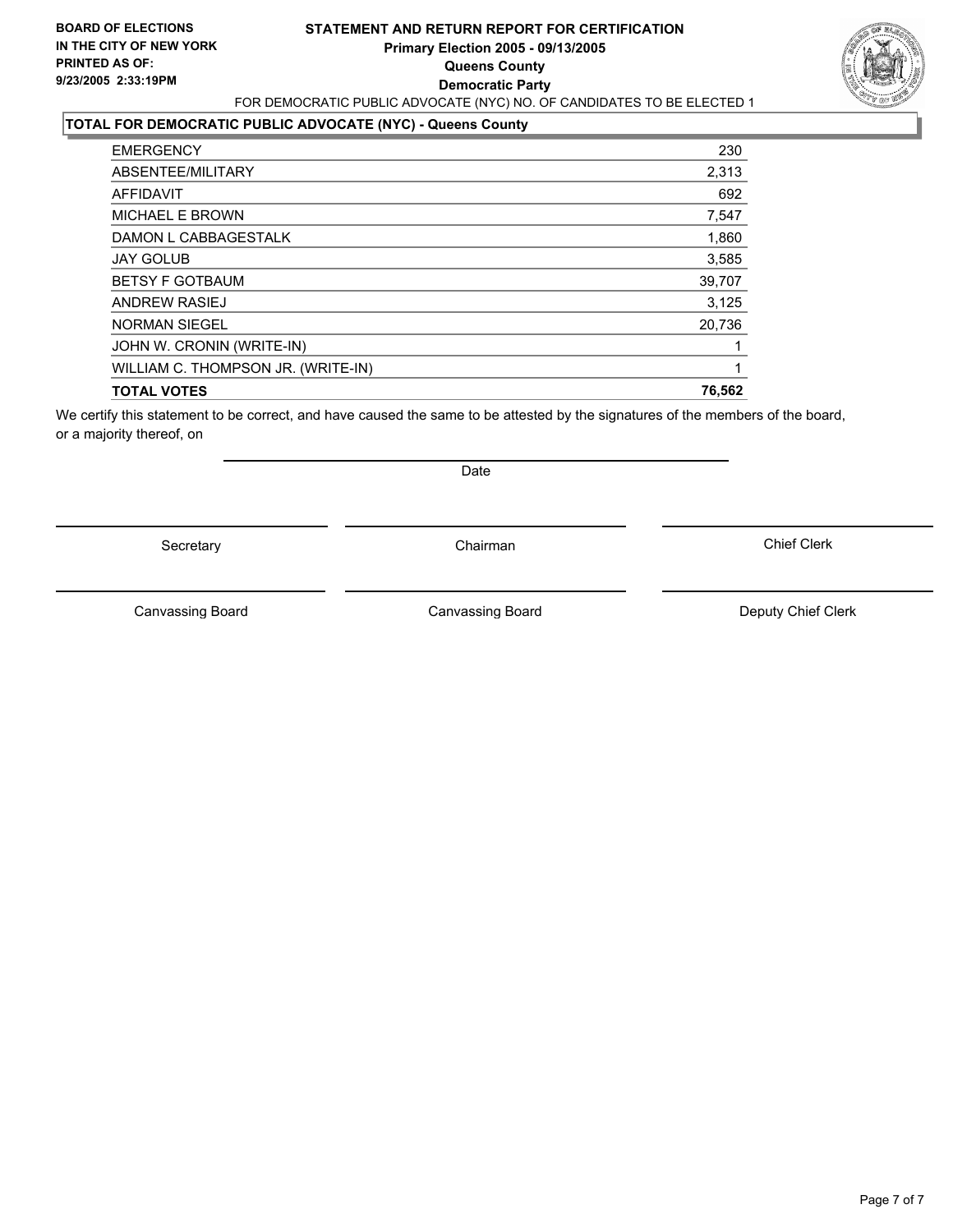**BOARD OF ELECTIONS IN THE CITY OF NEW YORK PRINTED AS OF: 9/23/2005 2:33:19PM**

# STATEMENT AND RETURN REPORT FOR CERTIFICATION
## Primary Election 2005 - 09/13/2005
## Queens County
## Democratic Party

FOR DEMOCRATIC PUBLIC ADVOCATE (NYC) NO. OF CANDIDATES TO BE ELECTED 1

**TOTAL FOR DEMOCRATIC PUBLIC ADVOCATE (NYC) - Queens County**

| | |
|---|---|
| EMERGENCY | 230 |
| ABSENTEE/MILITARY | 2,313 |
| AFFIDAVIT | 692 |
| MICHAEL E BROWN | 7,547 |
| DAMON L CABBAGESTALK | 1,860 |
| JAY GOLUB | 3,585 |
| BETSY F GOTBAUM | 39,707 |
| ANDREW RASIEJ | 3,125 |
| NORMAN SIEGEL | 20,736 |
| JOHN W. CRONIN (WRITE-IN) | 1 |
| WILLIAM C. THOMPSON JR. (WRITE-IN) | 1 |
| **TOTAL VOTES** | **76,562** |

We certify this statement to be correct, and have caused the same to be attested by the signatures of the members of the board, or a majority thereof, on

Date

Secretary | Chairman | Chief Clerk

Canvassing Board | Canvassing Board | Deputy Chief Clerk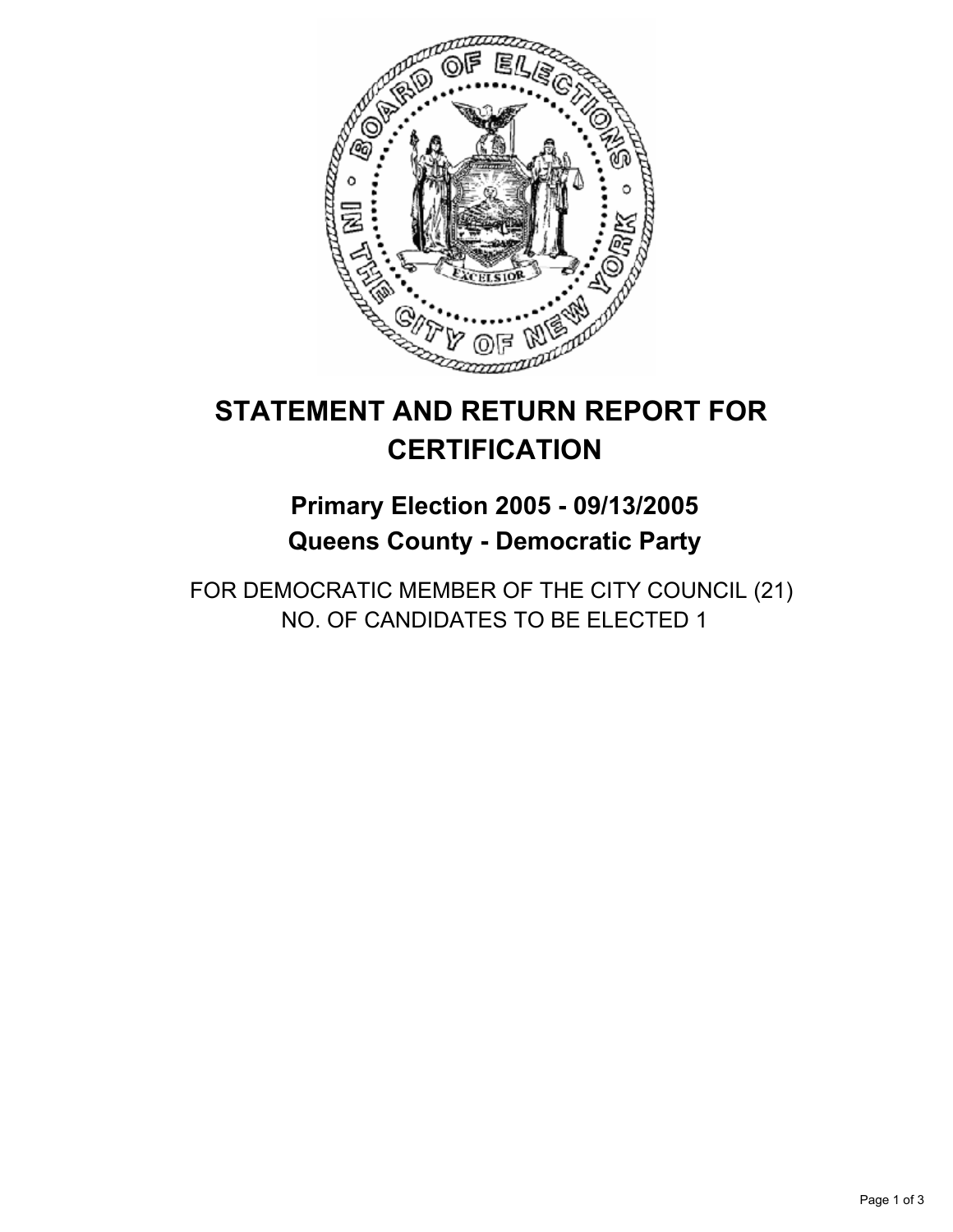# STATEMENT AND RETURN REPORT FOR CERTIFICATION

## Primary Election 2005 - 09/13/2005
## Queens County - Democratic Party

FOR DEMOCRATIC MEMBER OF THE CITY COUNCIL (21)
NO. OF CANDIDATES TO BE ELECTED 1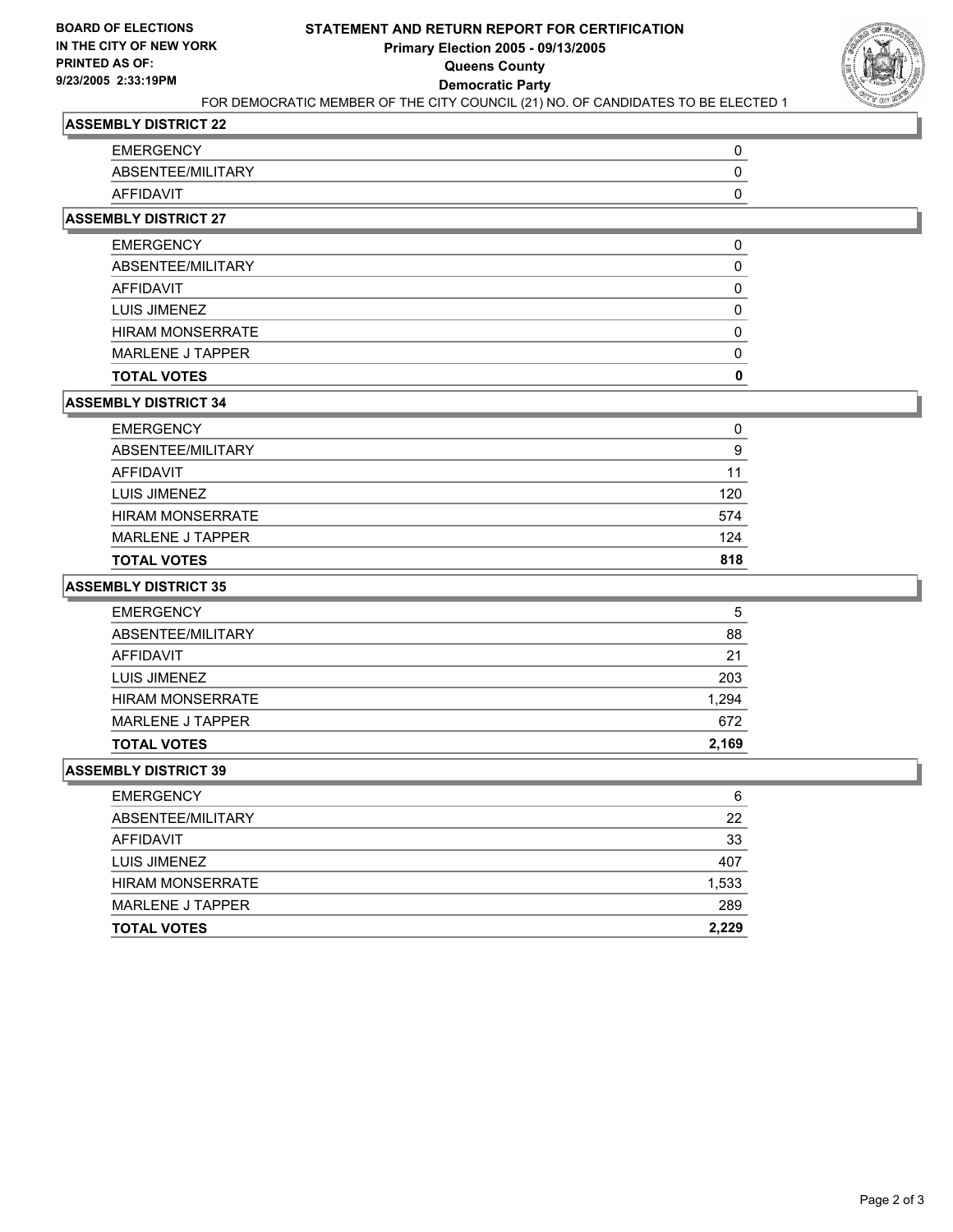**BOARD OF ELECTIONS IN THE CITY OF NEW YORK**
**PRINTED AS OF: 9/23/2005 2:33:19PM**

# STATEMENT AND RETURN REPORT FOR CERTIFICATION
## Primary Election 2005 - 09/13/2005
## Queens County
## Democratic Party

FOR DEMOCRATIC MEMBER OF THE CITY COUNCIL (21) NO. OF CANDIDATES TO BE ELECTED 1

### ASSEMBLY DISTRICT 22

| | |
|---|---|
| EMERGENCY | 0 |
| ABSENTEE/MILITARY | 0 |
| AFFIDAVIT | 0 |

### ASSEMBLY DISTRICT 27

| | |
|---|---|
| EMERGENCY | 0 |
| ABSENTEE/MILITARY | 0 |
| AFFIDAVIT | 0 |
| LUIS JIMENEZ | 0 |
| HIRAM MONSERRATE | 0 |
| MARLENE J TAPPER | 0 |
| **TOTAL VOTES** | **0** |

### ASSEMBLY DISTRICT 34

| | |
|---|---|
| EMERGENCY | 0 |
| ABSENTEE/MILITARY | 9 |
| AFFIDAVIT | 11 |
| LUIS JIMENEZ | 120 |
| HIRAM MONSERRATE | 574 |
| MARLENE J TAPPER | 124 |
| **TOTAL VOTES** | **818** |

### ASSEMBLY DISTRICT 35

| | |
|---|---|
| EMERGENCY | 5 |
| ABSENTEE/MILITARY | 88 |
| AFFIDAVIT | 21 |
| LUIS JIMENEZ | 203 |
| HIRAM MONSERRATE | 1,294 |
| MARLENE J TAPPER | 672 |
| **TOTAL VOTES** | **2,169** |

### ASSEMBLY DISTRICT 39

| | |
|---|---|
| EMERGENCY | 6 |
| ABSENTEE/MILITARY | 22 |
| AFFIDAVIT | 33 |
| LUIS JIMENEZ | 407 |
| HIRAM MONSERRATE | 1,533 |
| MARLENE J TAPPER | 289 |
| **TOTAL VOTES** | **2,229** |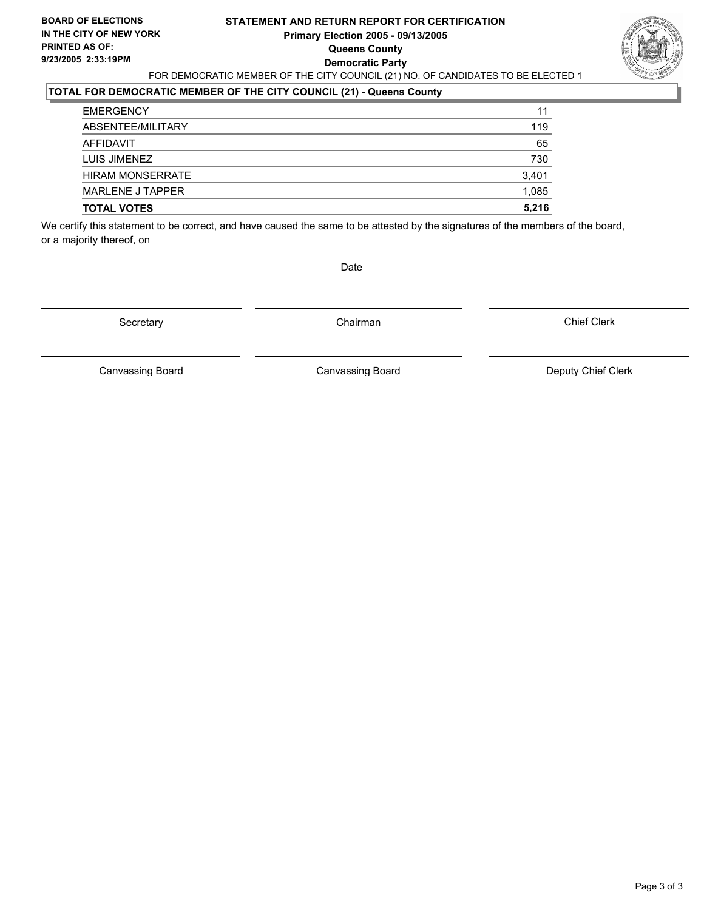**BOARD OF ELECTIONS IN THE CITY OF NEW YORK**
**PRINTED AS OF:**
**9/23/2005 2:33:19PM**

# STATEMENT AND RETURN REPORT FOR CERTIFICATION
## Primary Election 2005 - 09/13/2005
## Queens County
## Democratic Party

FOR DEMOCRATIC MEMBER OF THE CITY COUNCIL (21) NO. OF CANDIDATES TO BE ELECTED 1

### TOTAL FOR DEMOCRATIC MEMBER OF THE CITY COUNCIL (21) - Queens County

| | |
|---|---|
| EMERGENCY | 11 |
| ABSENTEE/MILITARY | 119 |
| AFFIDAVIT | 65 |
| LUIS JIMENEZ | 730 |
| HIRAM MONSERRATE | 3,401 |
| MARLENE J TAPPER | 1,085 |
| **TOTAL VOTES** | **5,216** |

We certify this statement to be correct, and have caused the same to be attested by the signatures of the members of the board, or a majority thereof, on

Date

Secretary | Chairman | Chief Clerk

Canvassing Board | Canvassing Board | Deputy Chief Clerk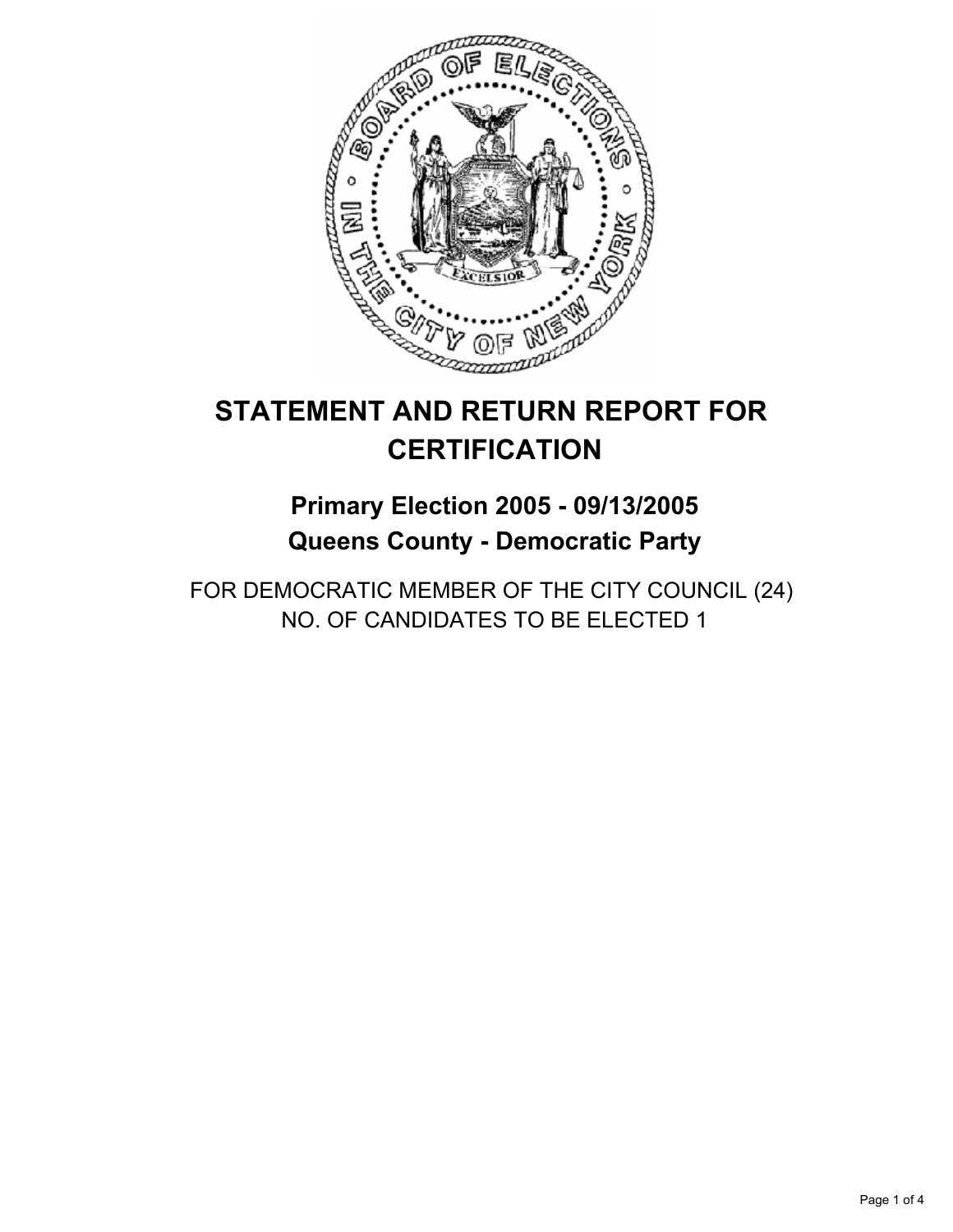# STATEMENT AND RETURN REPORT FOR CERTIFICATION

## Primary Election 2005 - 09/13/2005
## Queens County - Democratic Party

FOR DEMOCRATIC MEMBER OF THE CITY COUNCIL (24)
NO. OF CANDIDATES TO BE ELECTED 1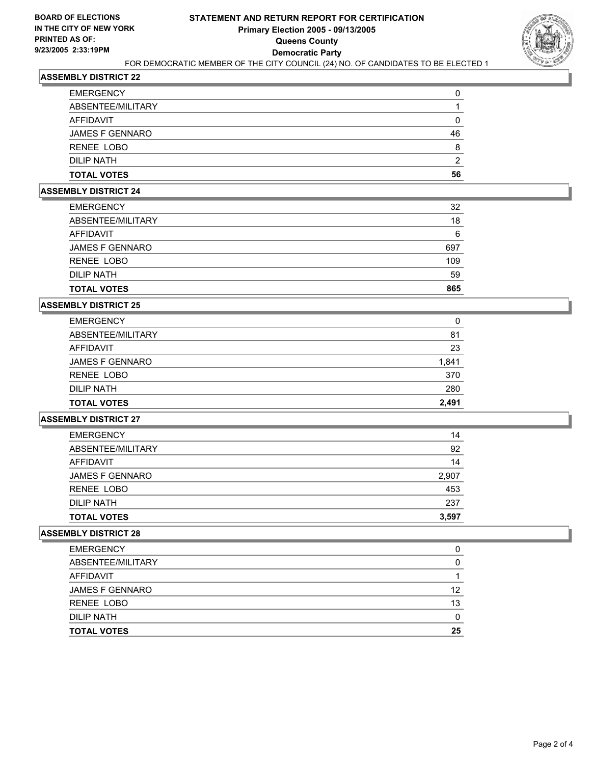**BOARD OF ELECTIONS IN THE CITY OF NEW YORK PRINTED AS OF: 9/23/2005 2:33:19PM**

# STATEMENT AND RETURN REPORT FOR CERTIFICATION
## Primary Election 2005 - 09/13/2005
## Queens County
## Democratic Party

FOR DEMOCRATIC MEMBER OF THE CITY COUNCIL (24) NO. OF CANDIDATES TO BE ELECTED 1

### ASSEMBLY DISTRICT 22

| | |
|---|---|
| EMERGENCY | 0 |
| ABSENTEE/MILITARY | 1 |
| AFFIDAVIT | 0 |
| JAMES F GENNARO | 46 |
| RENEE LOBO | 8 |
| DILIP NATH | 2 |
| **TOTAL VOTES** | **56** |

### ASSEMBLY DISTRICT 24

| | |
|---|---|
| EMERGENCY | 32 |
| ABSENTEE/MILITARY | 18 |
| AFFIDAVIT | 6 |
| JAMES F GENNARO | 697 |
| RENEE LOBO | 109 |
| DILIP NATH | 59 |
| **TOTAL VOTES** | **865** |

### ASSEMBLY DISTRICT 25

| | |
|---|---|
| EMERGENCY | 0 |
| ABSENTEE/MILITARY | 81 |
| AFFIDAVIT | 23 |
| JAMES F GENNARO | 1,841 |
| RENEE LOBO | 370 |
| DILIP NATH | 280 |
| **TOTAL VOTES** | **2,491** |

### ASSEMBLY DISTRICT 27

| | |
|---|---|
| EMERGENCY | 14 |
| ABSENTEE/MILITARY | 92 |
| AFFIDAVIT | 14 |
| JAMES F GENNARO | 2,907 |
| RENEE LOBO | 453 |
| DILIP NATH | 237 |
| **TOTAL VOTES** | **3,597** |

### ASSEMBLY DISTRICT 28

| | |
|---|---|
| EMERGENCY | 0 |
| ABSENTEE/MILITARY | 0 |
| AFFIDAVIT | 1 |
| JAMES F GENNARO | 12 |
| RENEE LOBO | 13 |
| DILIP NATH | 0 |
| **TOTAL VOTES** | **25** |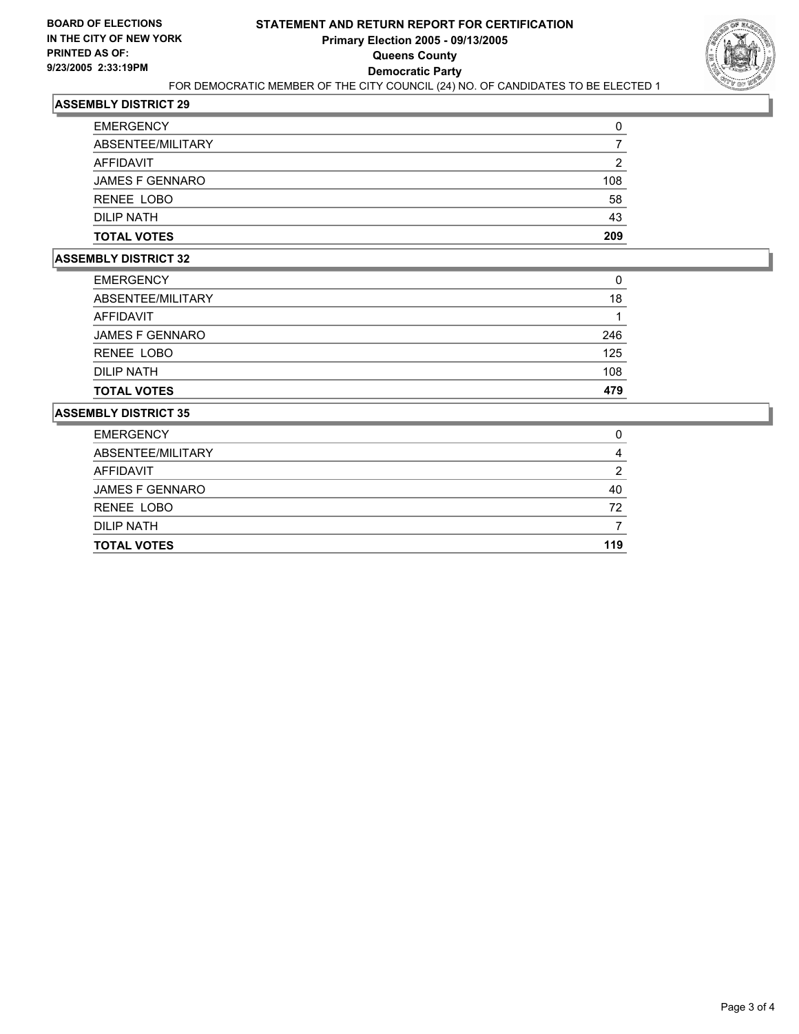**BOARD OF ELECTIONS IN THE CITY OF NEW YORK PRINTED AS OF: 9/23/2005 2:33:19PM**

# STATEMENT AND RETURN REPORT FOR CERTIFICATION
## Primary Election 2005 - 09/13/2005
## Queens County
## Democratic Party

FOR DEMOCRATIC MEMBER OF THE CITY COUNCIL (24) NO. OF CANDIDATES TO BE ELECTED 1

### ASSEMBLY DISTRICT 29

| | |
|---|---|
| EMERGENCY | 0 |
| ABSENTEE/MILITARY | 7 |
| AFFIDAVIT | 2 |
| JAMES F GENNARO | 108 |
| RENEE LOBO | 58 |
| DILIP NATH | 43 |
| **TOTAL VOTES** | **209** |

### ASSEMBLY DISTRICT 32

| | |
|---|---|
| EMERGENCY | 0 |
| ABSENTEE/MILITARY | 18 |
| AFFIDAVIT | 1 |
| JAMES F GENNARO | 246 |
| RENEE LOBO | 125 |
| DILIP NATH | 108 |
| **TOTAL VOTES** | **479** |

### ASSEMBLY DISTRICT 35

| | |
|---|---|
| EMERGENCY | 0 |
| ABSENTEE/MILITARY | 4 |
| AFFIDAVIT | 2 |
| JAMES F GENNARO | 40 |
| RENEE LOBO | 72 |
| DILIP NATH | 7 |
| **TOTAL VOTES** | **119** |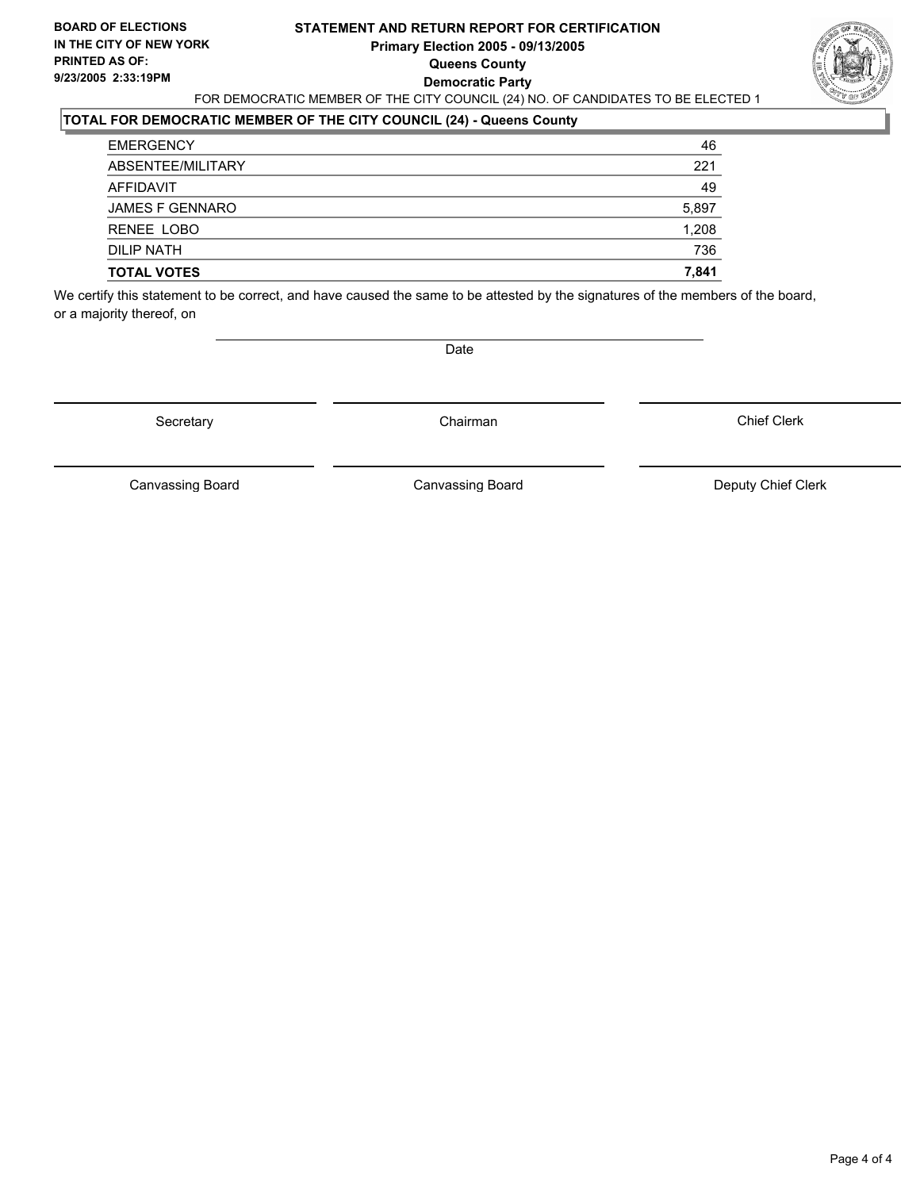**BOARD OF ELECTIONS IN THE CITY OF NEW YORK PRINTED AS OF: 9/23/2005 2:33:19PM**

**STATEMENT AND RETURN REPORT FOR CERTIFICATION**
**Primary Election 2005 - 09/13/2005**
**Queens County**
**Democratic Party**

FOR DEMOCRATIC MEMBER OF THE CITY COUNCIL (24) NO. OF CANDIDATES TO BE ELECTED 1

**TOTAL FOR DEMOCRATIC MEMBER OF THE CITY COUNCIL (24) - Queens County**

| | |
|---|---|
| EMERGENCY | 46 |
| ABSENTEE/MILITARY | 221 |
| AFFIDAVIT | 49 |
| JAMES F GENNARO | 5,897 |
| RENEE LOBO | 1,208 |
| DILIP NATH | 736 |
| **TOTAL VOTES** | **7,841** |

We certify this statement to be correct, and have caused the same to be attested by the signatures of the members of the board, or a majority thereof, on

Date

| | | |
|---|---|---|
| Secretary | Chairman | Chief Clerk |
| Canvassing Board | Canvassing Board | Deputy Chief Clerk |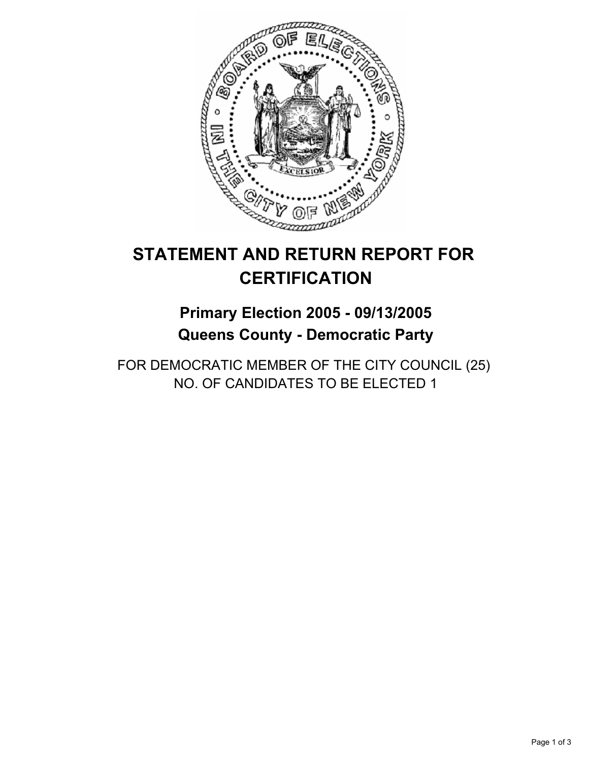# STATEMENT AND RETURN REPORT FOR CERTIFICATION

## Primary Election 2005 - 09/13/2005
## Queens County - Democratic Party

FOR DEMOCRATIC MEMBER OF THE CITY COUNCIL (25)
NO. OF CANDIDATES TO BE ELECTED 1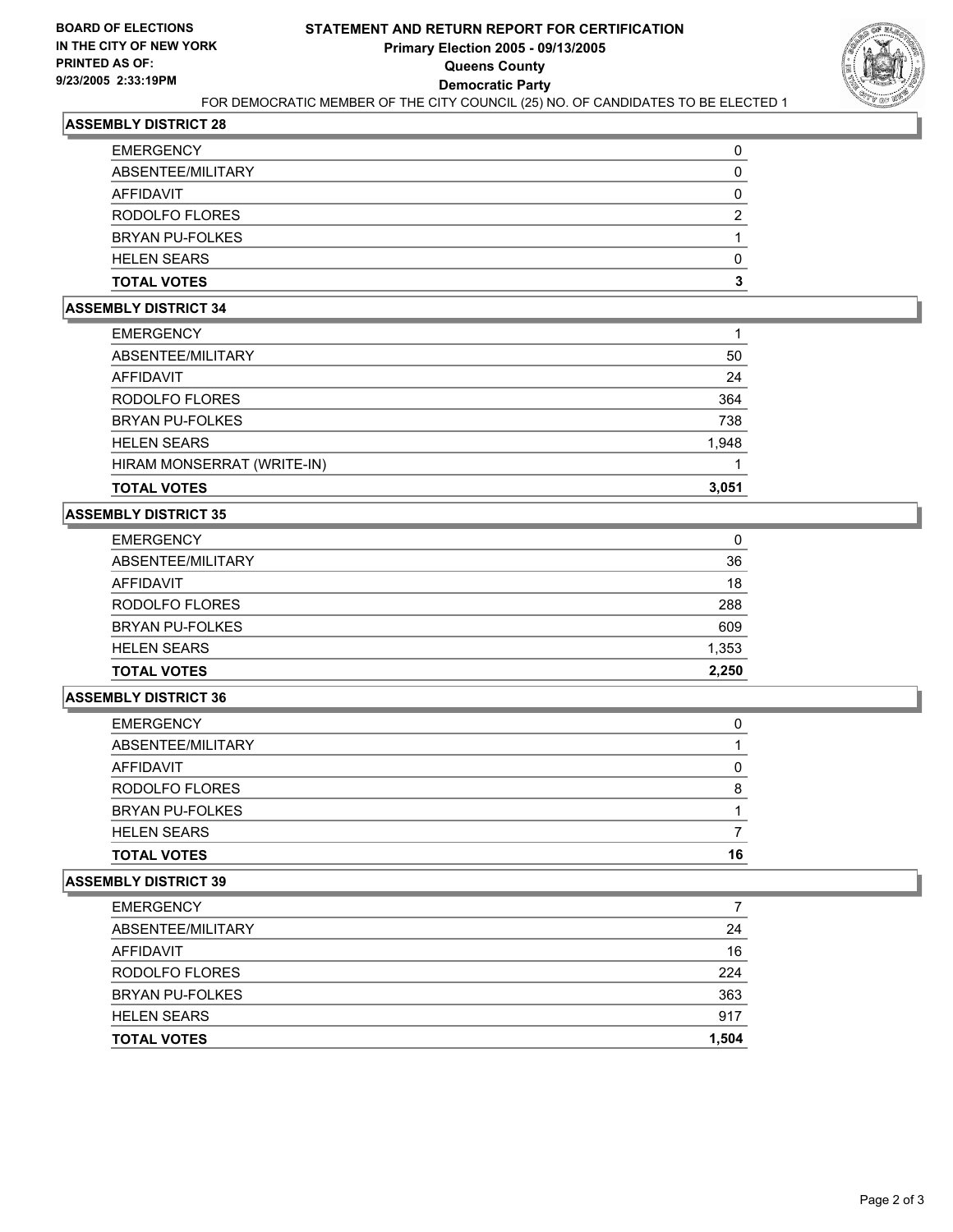**BOARD OF ELECTIONS IN THE CITY OF NEW YORK**
**PRINTED AS OF: 9/23/2005 2:33:19PM**

# STATEMENT AND RETURN REPORT FOR CERTIFICATION

## Primary Election 2005 - 09/13/2005

## Queens County

## Democratic Party

FOR DEMOCRATIC MEMBER OF THE CITY COUNCIL (25) NO. OF CANDIDATES TO BE ELECTED 1

### ASSEMBLY DISTRICT 28

| | |
|---|---|
| EMERGENCY | 0 |
| ABSENTEE/MILITARY | 0 |
| AFFIDAVIT | 0 |
| RODOLFO FLORES | 2 |
| BRYAN PU-FOLKES | 1 |
| HELEN SEARS | 0 |
| **TOTAL VOTES** | **3** |

### ASSEMBLY DISTRICT 34

| | |
|---|---|
| EMERGENCY | 1 |
| ABSENTEE/MILITARY | 50 |
| AFFIDAVIT | 24 |
| RODOLFO FLORES | 364 |
| BRYAN PU-FOLKES | 738 |
| HELEN SEARS | 1,948 |
| HIRAM MONSERRAT (WRITE-IN) | 1 |
| **TOTAL VOTES** | **3,051** |

### ASSEMBLY DISTRICT 35

| | |
|---|---|
| EMERGENCY | 0 |
| ABSENTEE/MILITARY | 36 |
| AFFIDAVIT | 18 |
| RODOLFO FLORES | 288 |
| BRYAN PU-FOLKES | 609 |
| HELEN SEARS | 1,353 |
| **TOTAL VOTES** | **2,250** |

### ASSEMBLY DISTRICT 36

| | |
|---|---|
| EMERGENCY | 0 |
| ABSENTEE/MILITARY | 1 |
| AFFIDAVIT | 0 |
| RODOLFO FLORES | 8 |
| BRYAN PU-FOLKES | 1 |
| HELEN SEARS | 7 |
| **TOTAL VOTES** | **16** |

### ASSEMBLY DISTRICT 39

| | |
|---|---|
| EMERGENCY | 7 |
| ABSENTEE/MILITARY | 24 |
| AFFIDAVIT | 16 |
| RODOLFO FLORES | 224 |
| BRYAN PU-FOLKES | 363 |
| HELEN SEARS | 917 |
| **TOTAL VOTES** | **1,504** |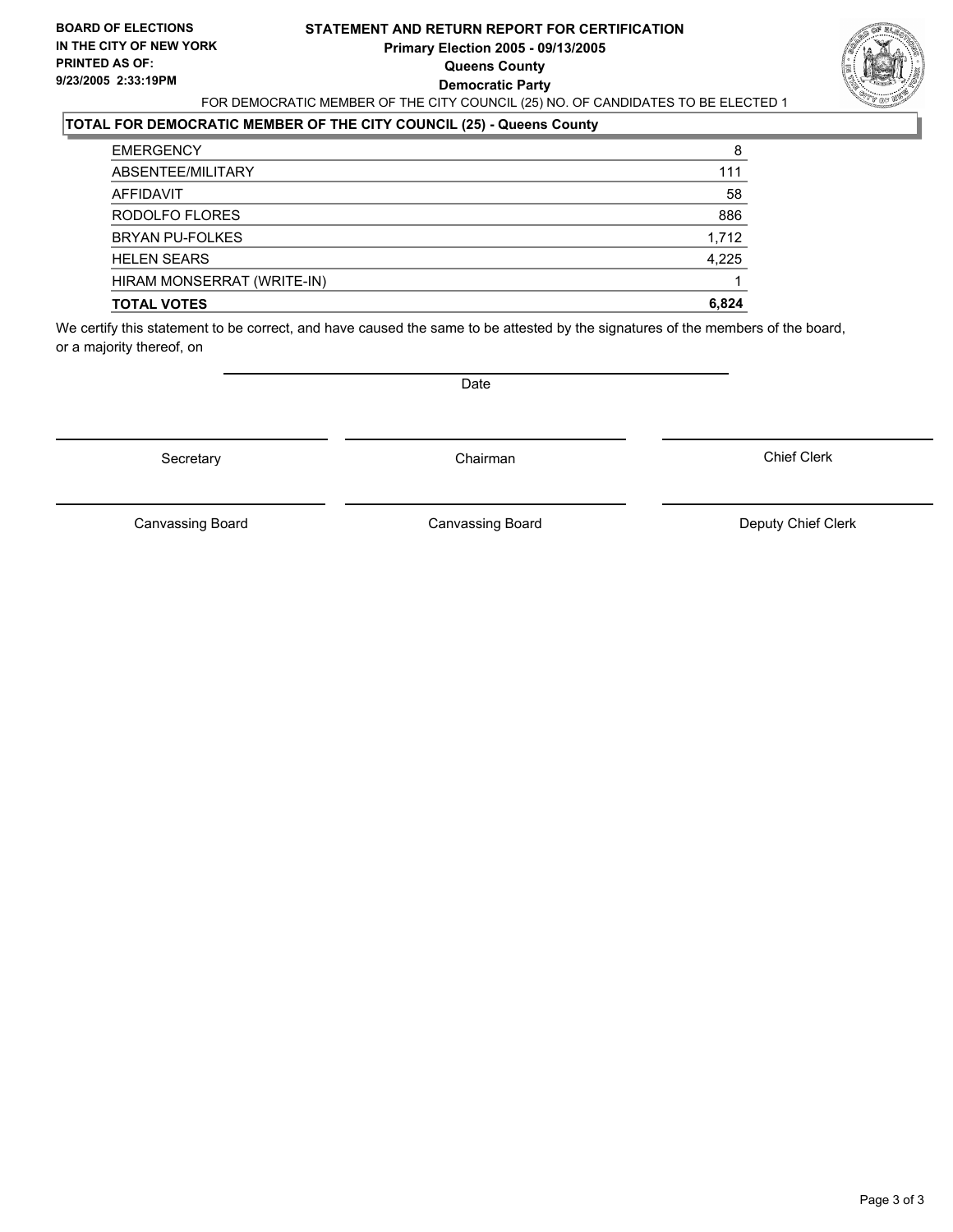**BOARD OF ELECTIONS IN THE CITY OF NEW YORK PRINTED AS OF: 9/23/2005 2:33:19PM**

# STATEMENT AND RETURN REPORT FOR CERTIFICATION
## Primary Election 2005 - 09/13/2005
## Queens County
## Democratic Party

FOR DEMOCRATIC MEMBER OF THE CITY COUNCIL (25) NO. OF CANDIDATES TO BE ELECTED 1

**TOTAL FOR DEMOCRATIC MEMBER OF THE CITY COUNCIL (25) - Queens County**

| | |
|---|---|
| EMERGENCY | 8 |
| ABSENTEE/MILITARY | 111 |
| AFFIDAVIT | 58 |
| RODOLFO FLORES | 886 |
| BRYAN PU-FOLKES | 1,712 |
| HELEN SEARS | 4,225 |
| HIRAM MONSERRAT (WRITE-IN) | 1 |
| **TOTAL VOTES** | **6,824** |

We certify this statement to be correct, and have caused the same to be attested by the signatures of the members of the board, or a majority thereof, on

Date

Secretary | Chairman | Chief Clerk

Canvassing Board | Canvassing Board | Deputy Chief Clerk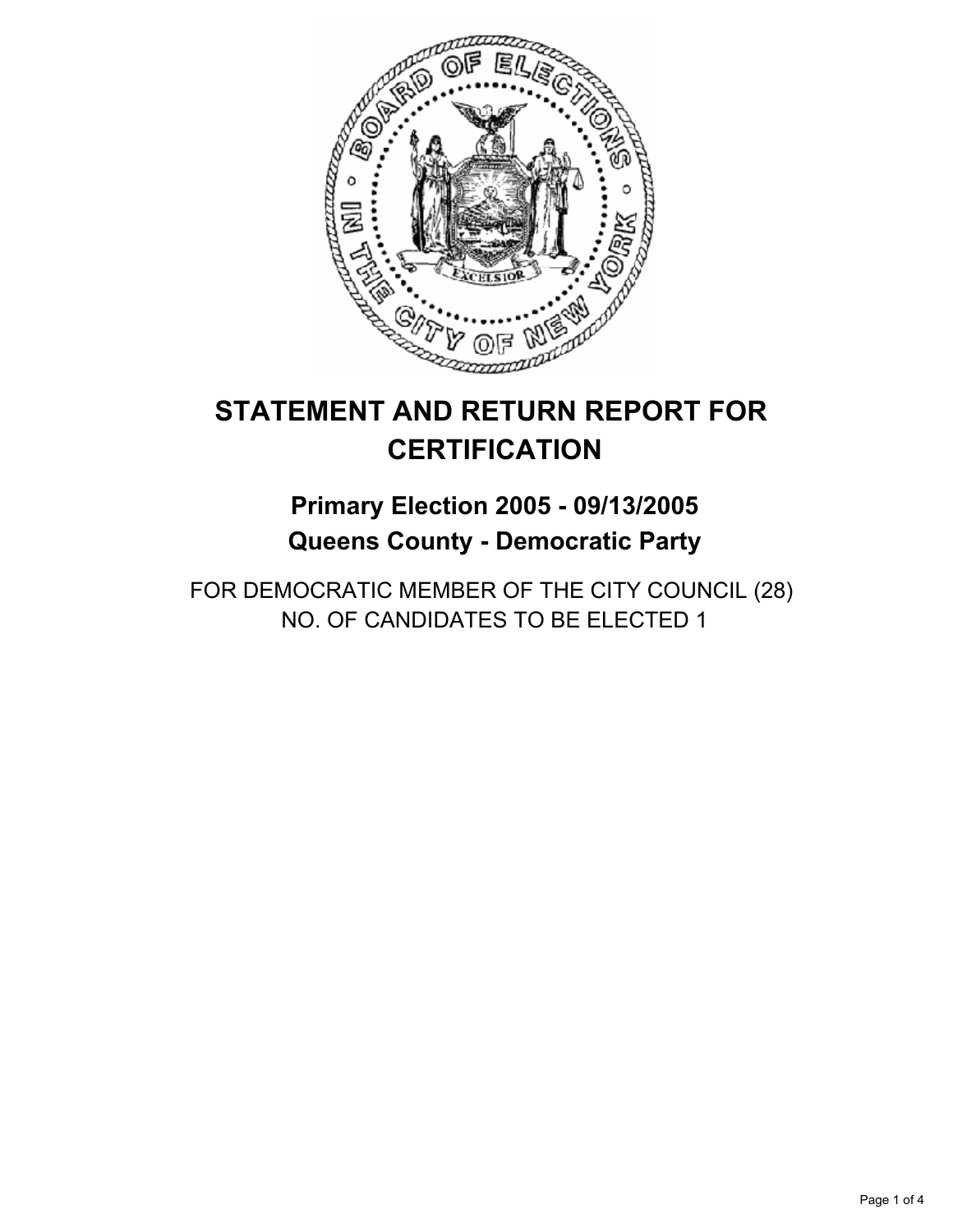# STATEMENT AND RETURN REPORT FOR CERTIFICATION

## Primary Election 2005 - 09/13/2005
## Queens County - Democratic Party

FOR DEMOCRATIC MEMBER OF THE CITY COUNCIL (28)
NO. OF CANDIDATES TO BE ELECTED 1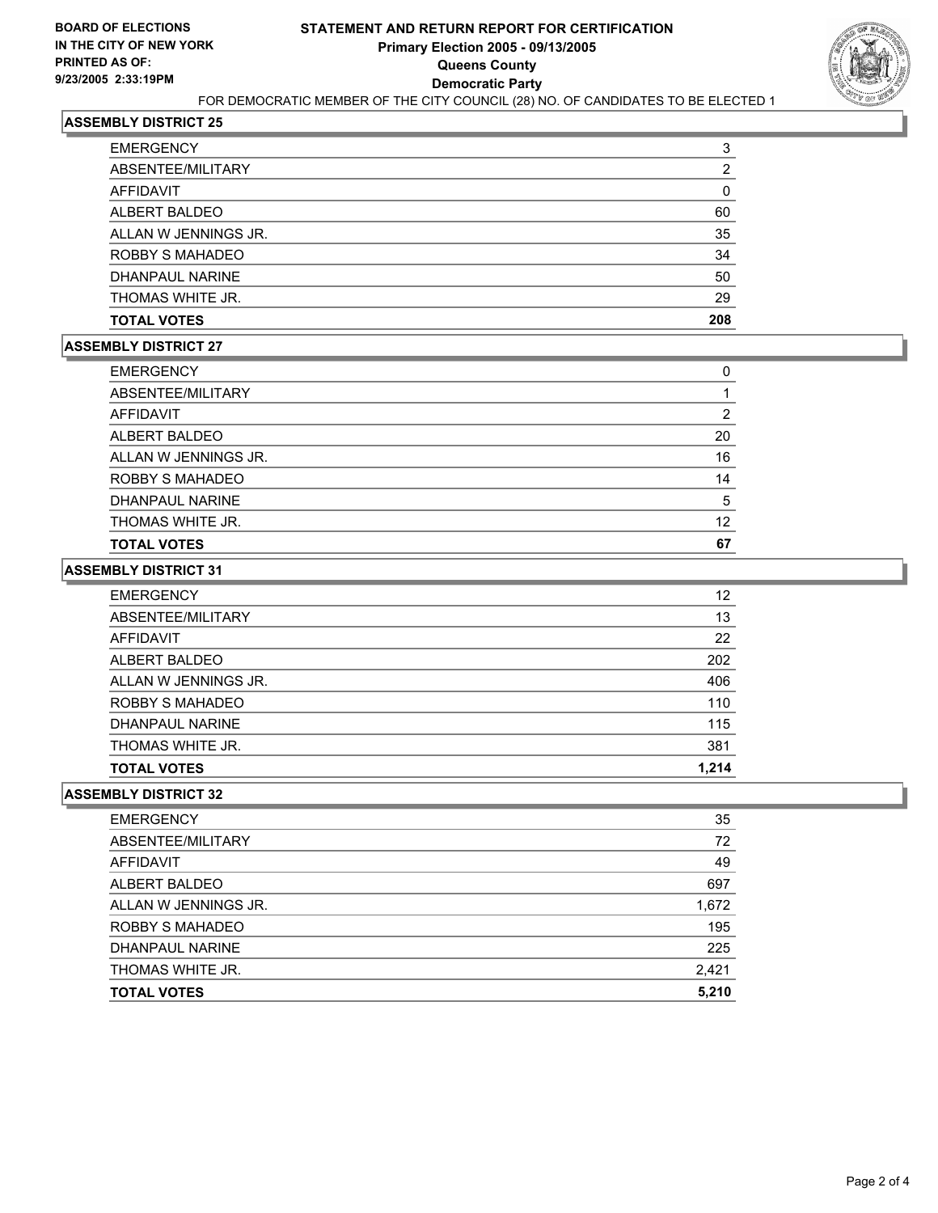**BOARD OF ELECTIONS IN THE CITY OF NEW YORK PRINTED AS OF: 9/23/2005 2:33:19PM**

# STATEMENT AND RETURN REPORT FOR CERTIFICATION
## Primary Election 2005 - 09/13/2005
## Queens County
## Democratic Party

FOR DEMOCRATIC MEMBER OF THE CITY COUNCIL (28) NO. OF CANDIDATES TO BE ELECTED 1

### ASSEMBLY DISTRICT 25

| | |
|---|---|
| EMERGENCY | 3 |
| ABSENTEE/MILITARY | 2 |
| AFFIDAVIT | 0 |
| ALBERT BALDEO | 60 |
| ALLAN W JENNINGS JR. | 35 |
| ROBBY S MAHADEO | 34 |
| DHANPAUL NARINE | 50 |
| THOMAS WHITE JR. | 29 |
| **TOTAL VOTES** | **208** |

### ASSEMBLY DISTRICT 27

| | |
|---|---|
| EMERGENCY | 0 |
| ABSENTEE/MILITARY | 1 |
| AFFIDAVIT | 2 |
| ALBERT BALDEO | 20 |
| ALLAN W JENNINGS JR. | 16 |
| ROBBY S MAHADEO | 14 |
| DHANPAUL NARINE | 5 |
| THOMAS WHITE JR. | 12 |
| **TOTAL VOTES** | **67** |

### ASSEMBLY DISTRICT 31

| | |
|---|---|
| EMERGENCY | 12 |
| ABSENTEE/MILITARY | 13 |
| AFFIDAVIT | 22 |
| ALBERT BALDEO | 202 |
| ALLAN W JENNINGS JR. | 406 |
| ROBBY S MAHADEO | 110 |
| DHANPAUL NARINE | 115 |
| THOMAS WHITE JR. | 381 |
| **TOTAL VOTES** | **1,214** |

### ASSEMBLY DISTRICT 32

| | |
|---|---|
| EMERGENCY | 35 |
| ABSENTEE/MILITARY | 72 |
| AFFIDAVIT | 49 |
| ALBERT BALDEO | 697 |
| ALLAN W JENNINGS JR. | 1,672 |
| ROBBY S MAHADEO | 195 |
| DHANPAUL NARINE | 225 |
| THOMAS WHITE JR. | 2,421 |
| **TOTAL VOTES** | **5,210** |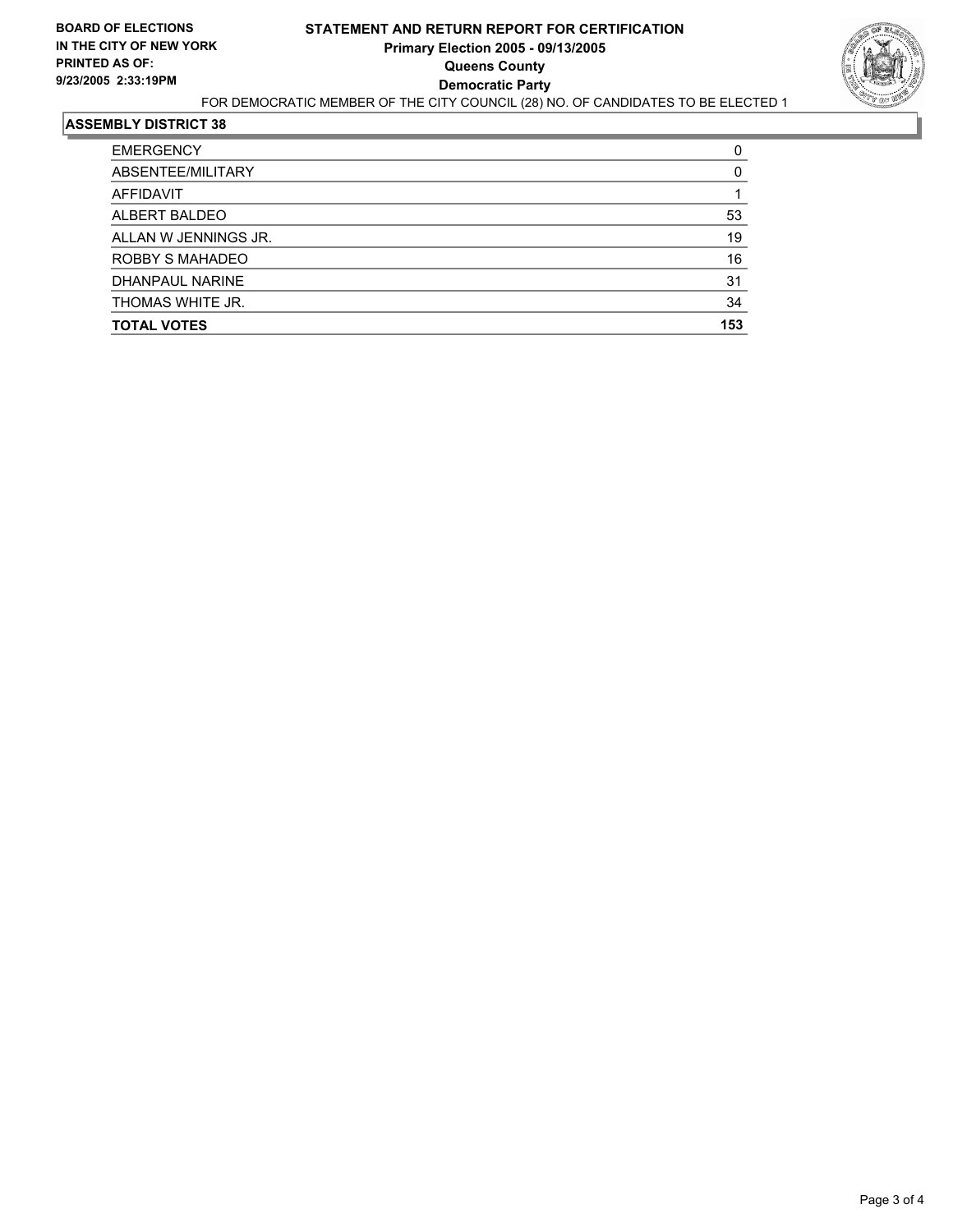BOARD OF ELECTIONS
IN THE CITY OF NEW YORK
PRINTED AS OF:
9/23/2005 2:33:19PM

# STATEMENT AND RETURN REPORT FOR CERTIFICATION
## Primary Election 2005 - 09/13/2005
## Queens County
## Democratic Party

FOR DEMOCRATIC MEMBER OF THE CITY COUNCIL (28) NO. OF CANDIDATES TO BE ELECTED 1

### ASSEMBLY DISTRICT 38

| | |
|---|---|
| EMERGENCY | 0 |
| ABSENTEE/MILITARY | 0 |
| AFFIDAVIT | 1 |
| ALBERT BALDEO | 53 |
| ALLAN W JENNINGS JR. | 19 |
| ROBBY S MAHADEO | 16 |
| DHANPAUL NARINE | 31 |
| THOMAS WHITE JR. | 34 |
| **TOTAL VOTES** | **153** |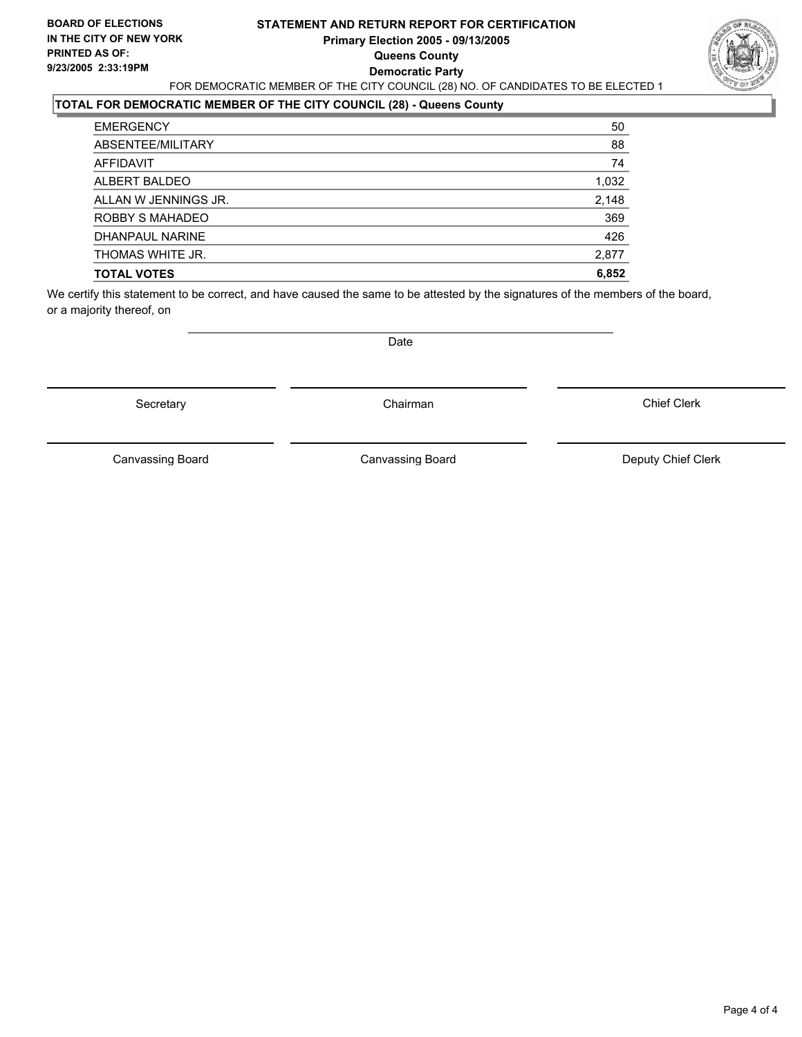**BOARD OF ELECTIONS IN THE CITY OF NEW YORK PRINTED AS OF: 9/23/2005 2:33:19PM**

# STATEMENT AND RETURN REPORT FOR CERTIFICATION
## Primary Election 2005 - 09/13/2005
## Queens County
## Democratic Party

FOR DEMOCRATIC MEMBER OF THE CITY COUNCIL (28) NO. OF CANDIDATES TO BE ELECTED 1

### TOTAL FOR DEMOCRATIC MEMBER OF THE CITY COUNCIL (28) - Queens County

| | |
|---|---|
| EMERGENCY | 50 |
| ABSENTEE/MILITARY | 88 |
| AFFIDAVIT | 74 |
| ALBERT BALDEO | 1,032 |
| ALLAN W JENNINGS JR. | 2,148 |
| ROBBY S MAHADEO | 369 |
| DHANPAUL NARINE | 426 |
| THOMAS WHITE JR. | 2,877 |
| **TOTAL VOTES** | **6,852** |

We certify this statement to be correct, and have caused the same to be attested by the signatures of the members of the board, or a majority thereof, on

Date

| | | |
|---|---|---|
| Secretary | Chairman | Chief Clerk |
| Canvassing Board | Canvassing Board | Deputy Chief Clerk |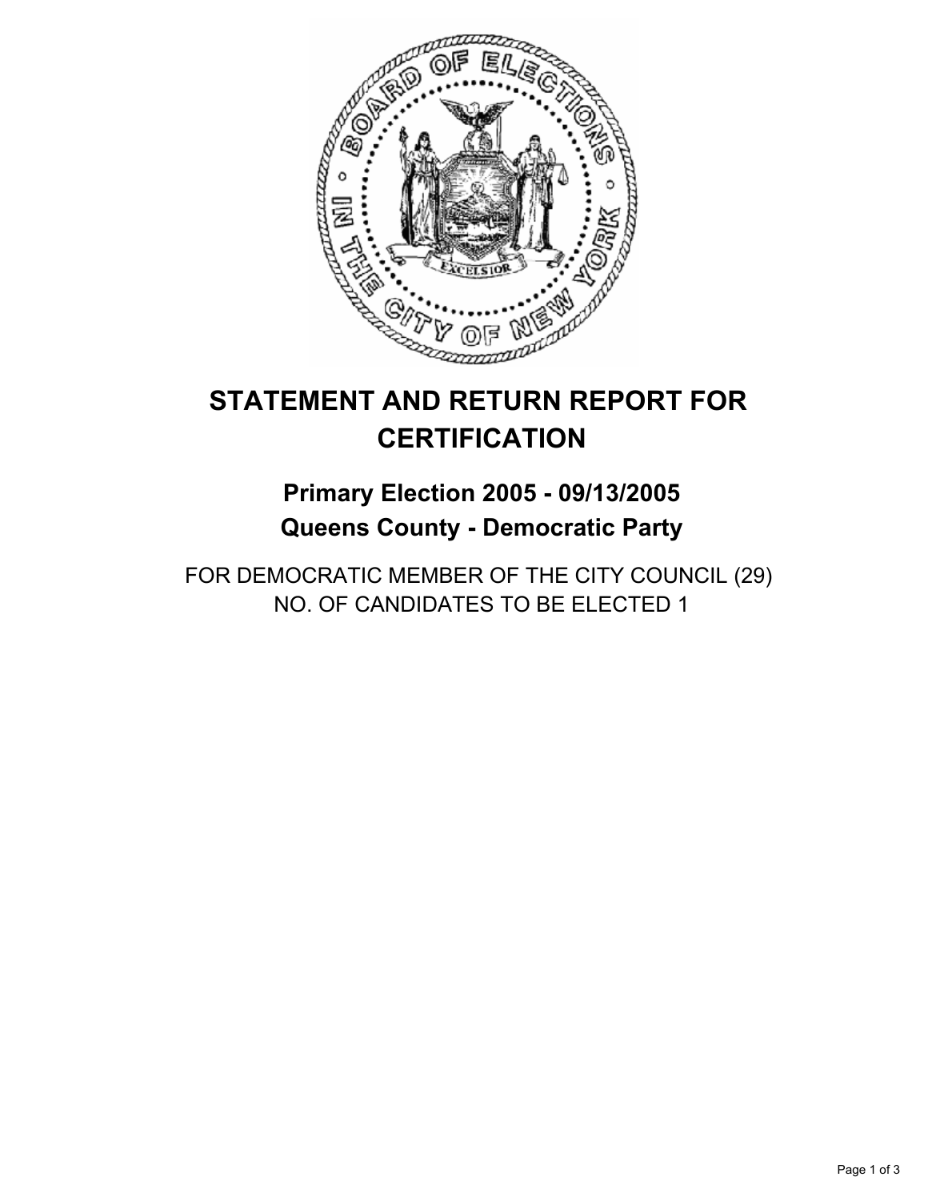# STATEMENT AND RETURN REPORT FOR CERTIFICATION

## Primary Election 2005 - 09/13/2005
## Queens County - Democratic Party

FOR DEMOCRATIC MEMBER OF THE CITY COUNCIL (29)
NO. OF CANDIDATES TO BE ELECTED 1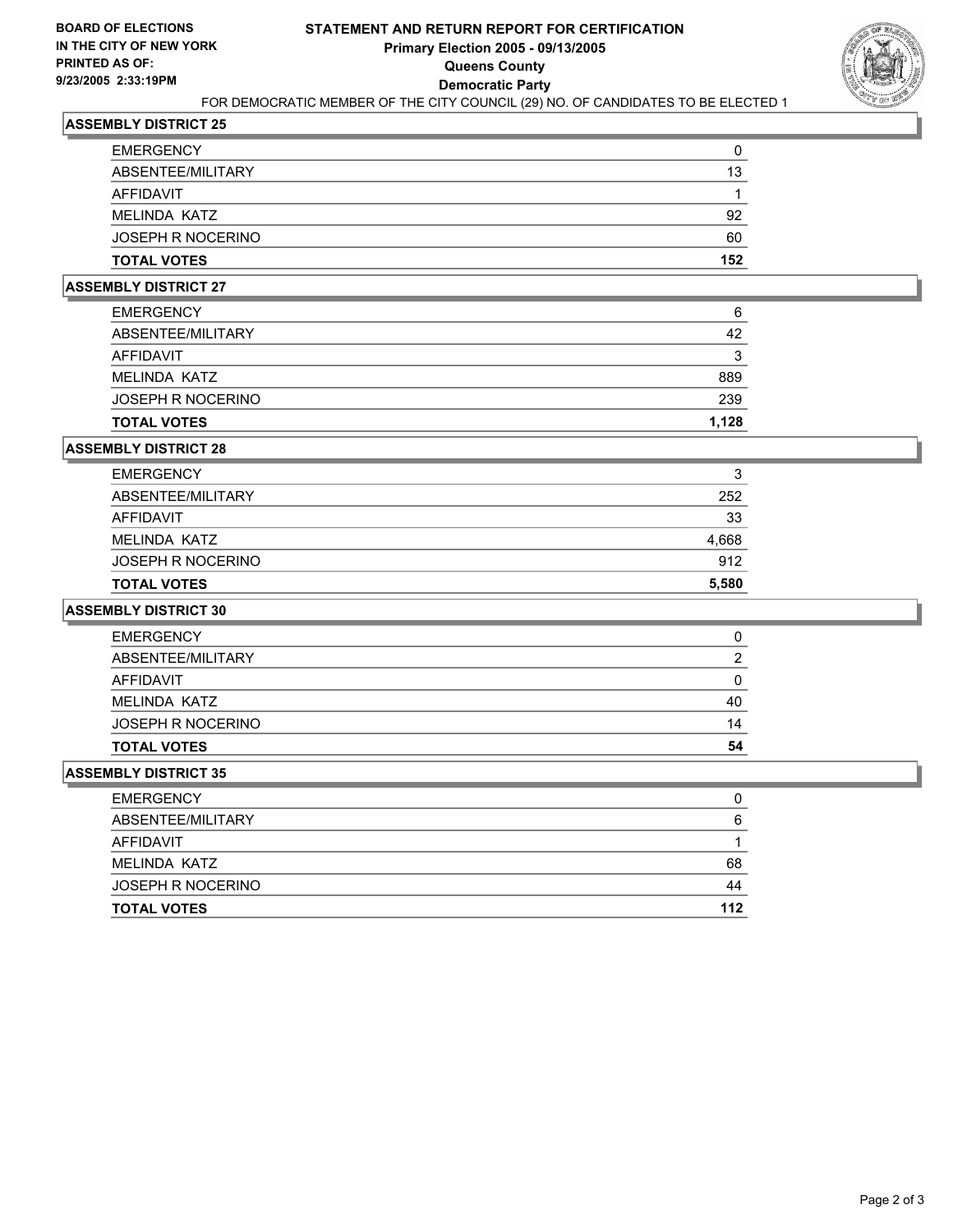**BOARD OF ELECTIONS IN THE CITY OF NEW YORK PRINTED AS OF: 9/23/2005 2:33:19PM**

# STATEMENT AND RETURN REPORT FOR CERTIFICATION

## Primary Election 2005 - 09/13/2005

## Queens County

## Democratic Party

FOR DEMOCRATIC MEMBER OF THE CITY COUNCIL (29) NO. OF CANDIDATES TO BE ELECTED 1

### ASSEMBLY DISTRICT 25

| | |
|---|---|
| EMERGENCY | 0 |
| ABSENTEE/MILITARY | 13 |
| AFFIDAVIT | 1 |
| MELINDA KATZ | 92 |
| JOSEPH R NOCERINO | 60 |
| **TOTAL VOTES** | **152** |

### ASSEMBLY DISTRICT 27

| | |
|---|---|
| EMERGENCY | 6 |
| ABSENTEE/MILITARY | 42 |
| AFFIDAVIT | 3 |
| MELINDA KATZ | 889 |
| JOSEPH R NOCERINO | 239 |
| **TOTAL VOTES** | **1,128** |

### ASSEMBLY DISTRICT 28

| | |
|---|---|
| EMERGENCY | 3 |
| ABSENTEE/MILITARY | 252 |
| AFFIDAVIT | 33 |
| MELINDA KATZ | 4,668 |
| JOSEPH R NOCERINO | 912 |
| **TOTAL VOTES** | **5,580** |

### ASSEMBLY DISTRICT 30

| | |
|---|---|
| EMERGENCY | 0 |
| ABSENTEE/MILITARY | 2 |
| AFFIDAVIT | 0 |
| MELINDA KATZ | 40 |
| JOSEPH R NOCERINO | 14 |
| **TOTAL VOTES** | **54** |

### ASSEMBLY DISTRICT 35

| | |
|---|---|
| EMERGENCY | 0 |
| ABSENTEE/MILITARY | 6 |
| AFFIDAVIT | 1 |
| MELINDA KATZ | 68 |
| JOSEPH R NOCERINO | 44 |
| **TOTAL VOTES** | **112** |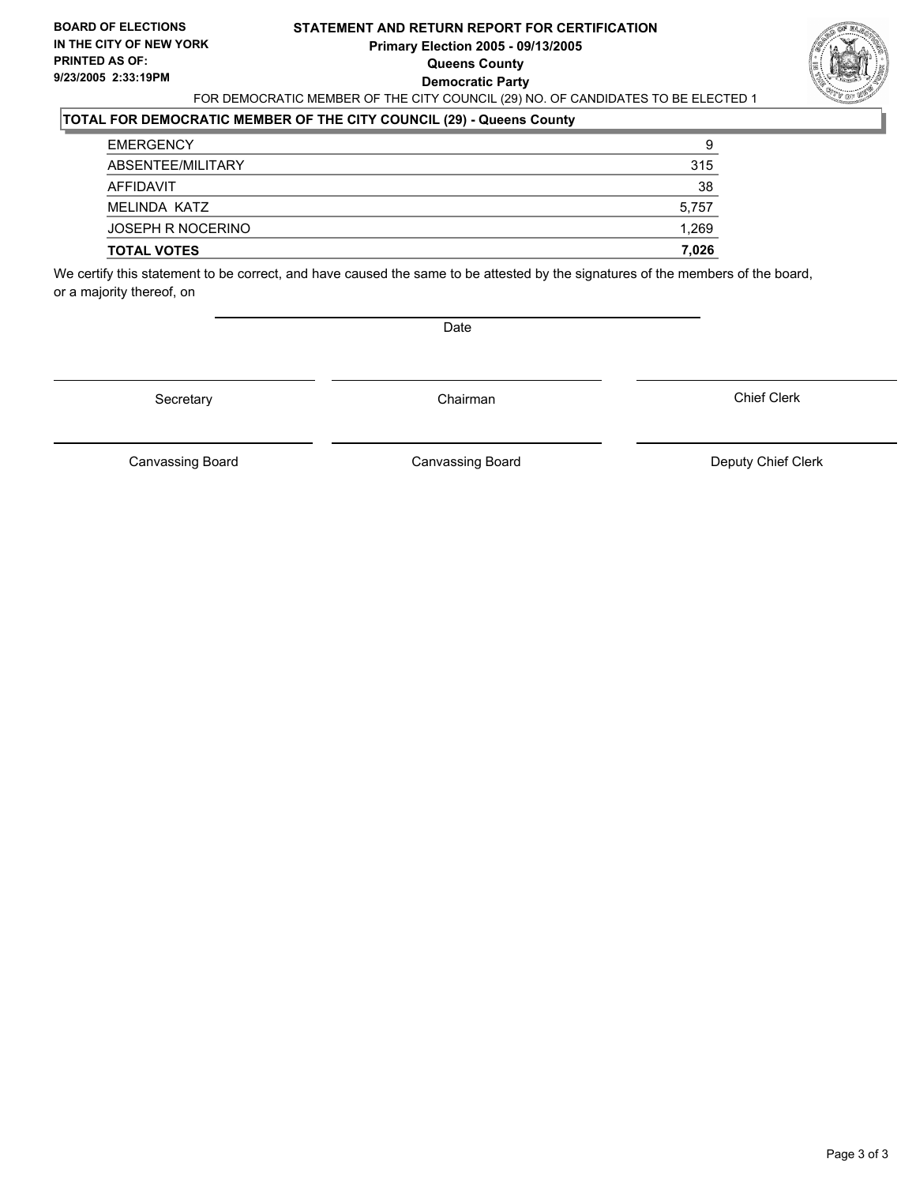**BOARD OF ELECTIONS IN THE CITY OF NEW YORK PRINTED AS OF: 9/23/2005 2:33:19PM**

# STATEMENT AND RETURN REPORT FOR CERTIFICATION
## Primary Election 2005 - 09/13/2005
## Queens County
## Democratic Party

FOR DEMOCRATIC MEMBER OF THE CITY COUNCIL (29) NO. OF CANDIDATES TO BE ELECTED 1

### TOTAL FOR DEMOCRATIC MEMBER OF THE CITY COUNCIL (29) - Queens County

| | |
|---|---|
| EMERGENCY | 9 |
| ABSENTEE/MILITARY | 315 |
| AFFIDAVIT | 38 |
| MELINDA KATZ | 5,757 |
| JOSEPH R NOCERINO | 1,269 |
| **TOTAL VOTES** | **7,026** |

We certify this statement to be correct, and have caused the same to be attested by the signatures of the members of the board, or a majority thereof, on

Date

| | | |
|---|---|---|
| Secretary | Chairman | Chief Clerk |
| Canvassing Board | Canvassing Board | Deputy Chief Clerk |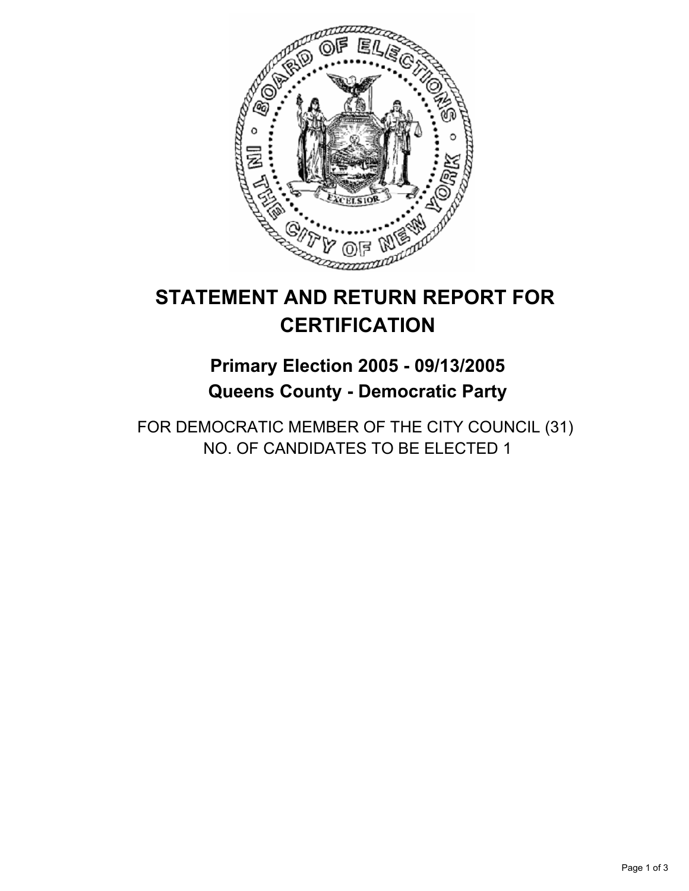# STATEMENT AND RETURN REPORT FOR CERTIFICATION

## Primary Election 2005 - 09/13/2005
## Queens County - Democratic Party

FOR DEMOCRATIC MEMBER OF THE CITY COUNCIL (31)
NO. OF CANDIDATES TO BE ELECTED 1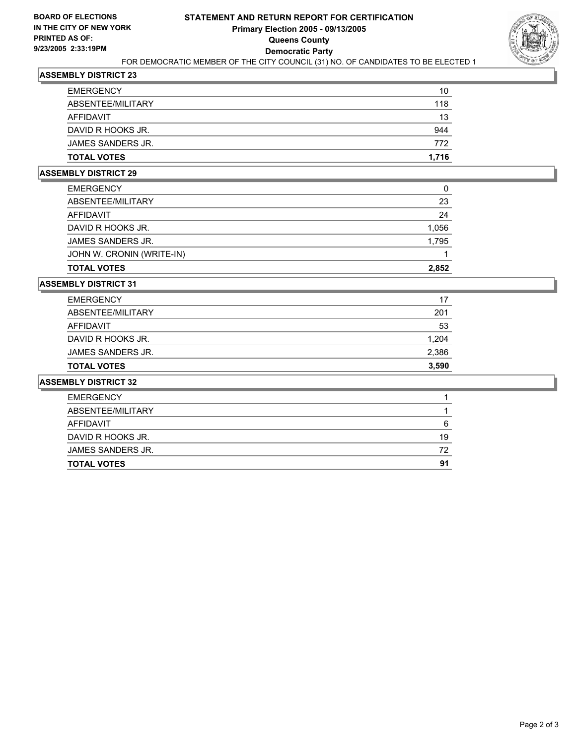**BOARD OF ELECTIONS IN THE CITY OF NEW YORK PRINTED AS OF: 9/23/2005 2:33:19PM**

# STATEMENT AND RETURN REPORT FOR CERTIFICATION
## Primary Election 2005 - 09/13/2005
## Queens County
## Democratic Party

FOR DEMOCRATIC MEMBER OF THE CITY COUNCIL (31) NO. OF CANDIDATES TO BE ELECTED 1

### ASSEMBLY DISTRICT 23

| | |
|---|---|
| EMERGENCY | 10 |
| ABSENTEE/MILITARY | 118 |
| AFFIDAVIT | 13 |
| DAVID R HOOKS JR. | 944 |
| JAMES SANDERS JR. | 772 |
| **TOTAL VOTES** | **1,716** |

### ASSEMBLY DISTRICT 29

| | |
|---|---|
| EMERGENCY | 0 |
| ABSENTEE/MILITARY | 23 |
| AFFIDAVIT | 24 |
| DAVID R HOOKS JR. | 1,056 |
| JAMES SANDERS JR. | 1,795 |
| JOHN W. CRONIN (WRITE-IN) | 1 |
| **TOTAL VOTES** | **2,852** |

### ASSEMBLY DISTRICT 31

| | |
|---|---|
| EMERGENCY | 17 |
| ABSENTEE/MILITARY | 201 |
| AFFIDAVIT | 53 |
| DAVID R HOOKS JR. | 1,204 |
| JAMES SANDERS JR. | 2,386 |
| **TOTAL VOTES** | **3,590** |

### ASSEMBLY DISTRICT 32

| | |
|---|---|
| EMERGENCY | 1 |
| ABSENTEE/MILITARY | 1 |
| AFFIDAVIT | 6 |
| DAVID R HOOKS JR. | 19 |
| JAMES SANDERS JR. | 72 |
| **TOTAL VOTES** | **91** |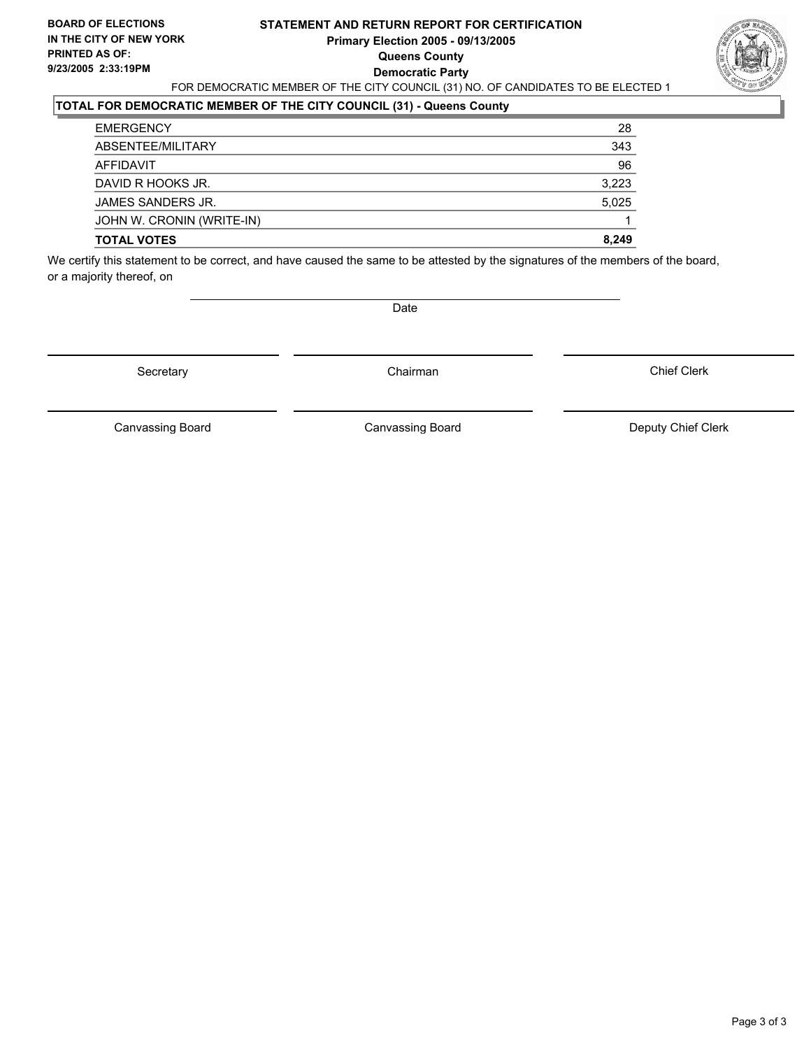**BOARD OF ELECTIONS IN THE CITY OF NEW YORK PRINTED AS OF: 9/23/2005 2:33:19PM**

# STATEMENT AND RETURN REPORT FOR CERTIFICATION

**Primary Election 2005 - 09/13/2005**
**Queens County**
**Democratic Party**

FOR DEMOCRATIC MEMBER OF THE CITY COUNCIL (31) NO. OF CANDIDATES TO BE ELECTED 1

## TOTAL FOR DEMOCRATIC MEMBER OF THE CITY COUNCIL (31) - Queens County

| | |
|---|---|
| EMERGENCY | 28 |
| ABSENTEE/MILITARY | 343 |
| AFFIDAVIT | 96 |
| DAVID R HOOKS JR. | 3,223 |
| JAMES SANDERS JR. | 5,025 |
| JOHN W. CRONIN (WRITE-IN) | 1 |
| **TOTAL VOTES** | **8,249** |

We certify this statement to be correct, and have caused the same to be attested by the signatures of the members of the board, or a majority thereof, on

Date

Secretary | Chairman | Chief Clerk

Canvassing Board | Canvassing Board | Deputy Chief Clerk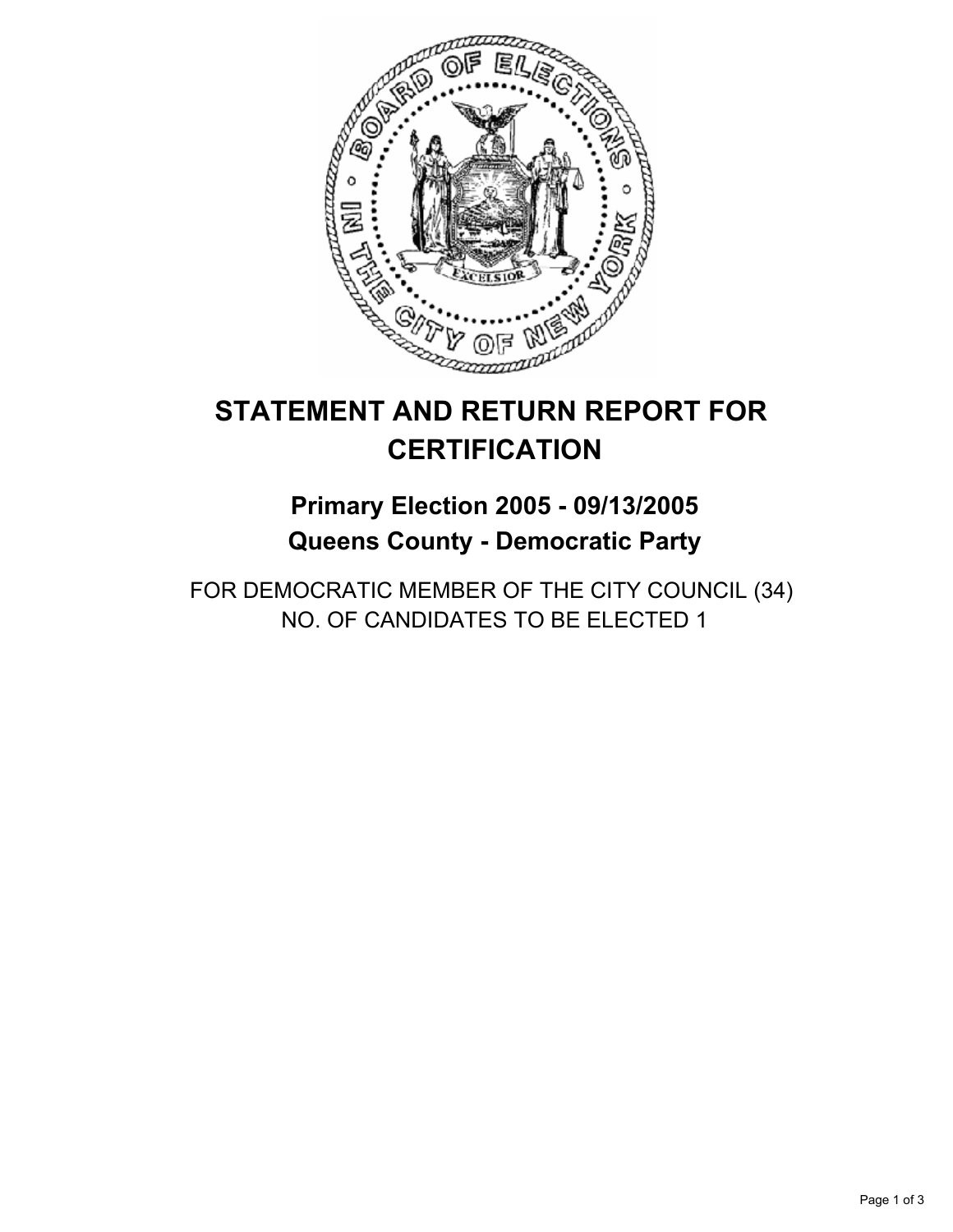# STATEMENT AND RETURN REPORT FOR CERTIFICATION

## Primary Election 2005 - 09/13/2005
## Queens County - Democratic Party

FOR DEMOCRATIC MEMBER OF THE CITY COUNCIL (34)
NO. OF CANDIDATES TO BE ELECTED 1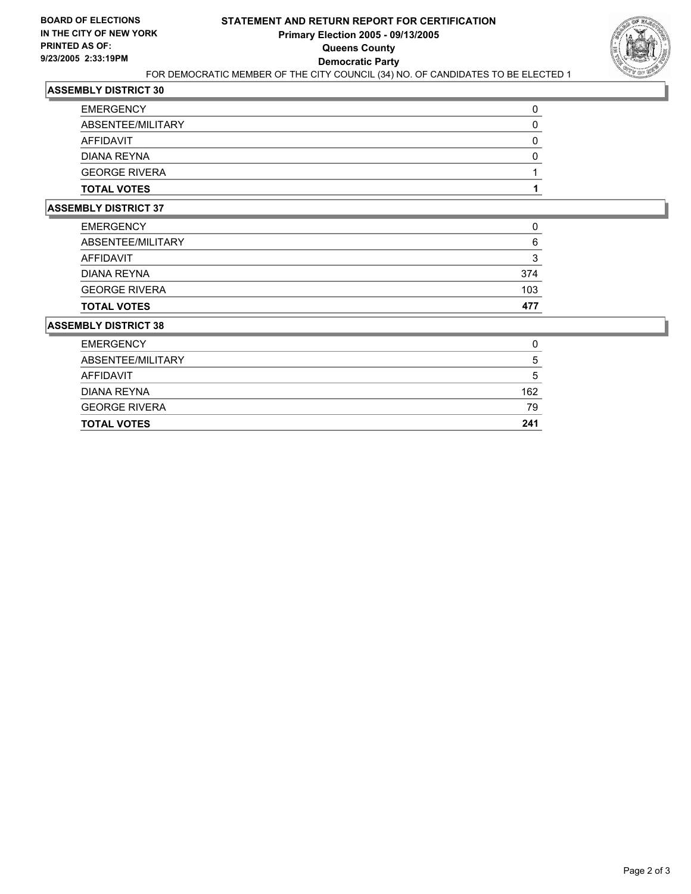**BOARD OF ELECTIONS IN THE CITY OF NEW YORK PRINTED AS OF: 9/23/2005 2:33:19PM**

# STATEMENT AND RETURN REPORT FOR CERTIFICATION
## Primary Election 2005 - 09/13/2005
## Queens County
## Democratic Party

FOR DEMOCRATIC MEMBER OF THE CITY COUNCIL (34) NO. OF CANDIDATES TO BE ELECTED 1

### ASSEMBLY DISTRICT 30

| | |
|---|---|
| EMERGENCY | 0 |
| ABSENTEE/MILITARY | 0 |
| AFFIDAVIT | 0 |
| DIANA REYNA | 0 |
| GEORGE RIVERA | 1 |
| **TOTAL VOTES** | **1** |

### ASSEMBLY DISTRICT 37

| | |
|---|---|
| EMERGENCY | 0 |
| ABSENTEE/MILITARY | 6 |
| AFFIDAVIT | 3 |
| DIANA REYNA | 374 |
| GEORGE RIVERA | 103 |
| **TOTAL VOTES** | **477** |

### ASSEMBLY DISTRICT 38

| | |
|---|---|
| EMERGENCY | 0 |
| ABSENTEE/MILITARY | 5 |
| AFFIDAVIT | 5 |
| DIANA REYNA | 162 |
| GEORGE RIVERA | 79 |
| **TOTAL VOTES** | **241** |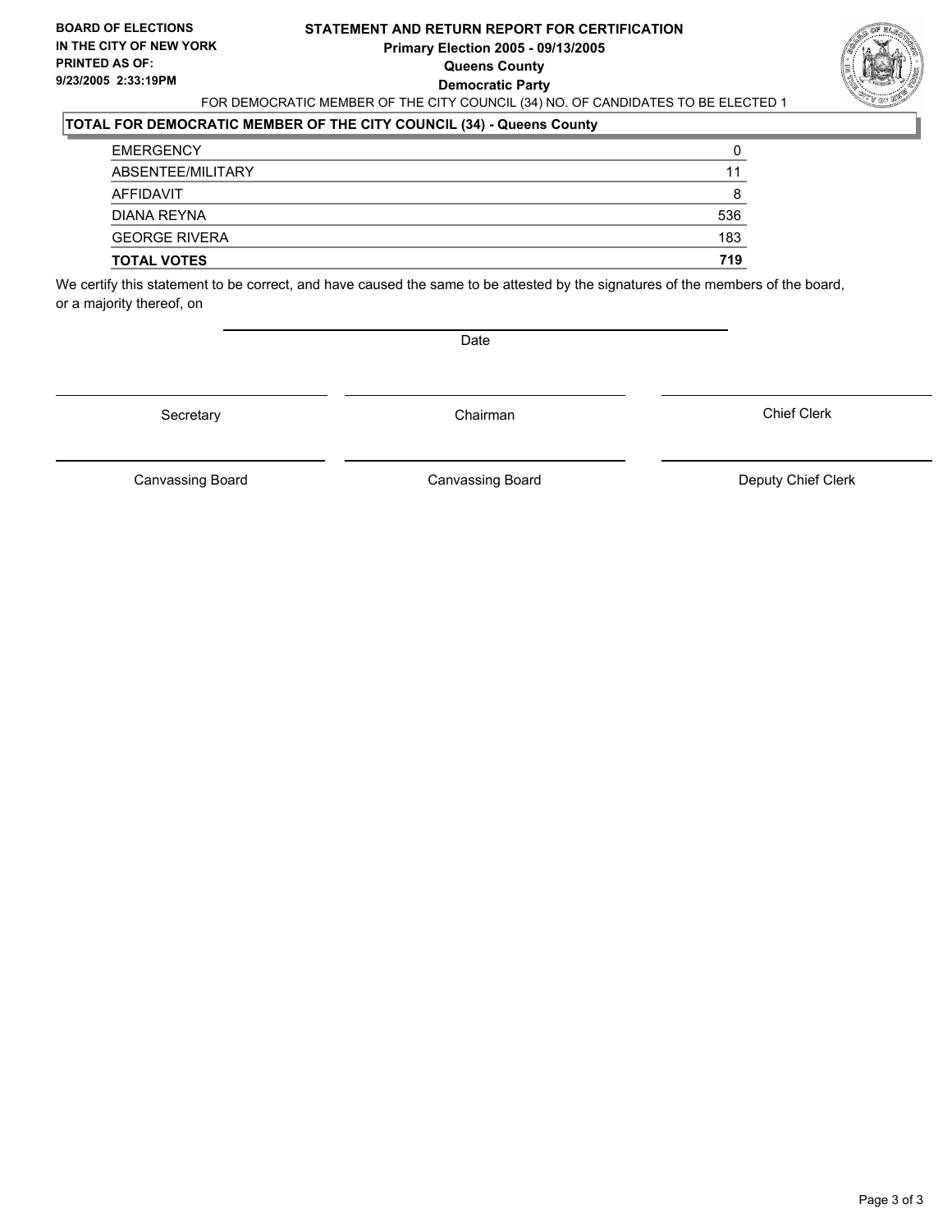BOARD OF ELECTIONS
IN THE CITY OF NEW YORK
PRINTED AS OF:
9/23/2005 2:33:19PM

# STATEMENT AND RETURN REPORT FOR CERTIFICATION

**Primary Election 2005 - 09/13/2005**
**Queens County**
**Democratic Party**

FOR DEMOCRATIC MEMBER OF THE CITY COUNCIL (34) NO. OF CANDIDATES TO BE ELECTED 1

## TOTAL FOR DEMOCRATIC MEMBER OF THE CITY COUNCIL (34) - Queens County

| | |
|---|---|
| EMERGENCY | 0 |
| ABSENTEE/MILITARY | 11 |
| AFFIDAVIT | 8 |
| DIANA REYNA | 536 |
| GEORGE RIVERA | 183 |
| **TOTAL VOTES** | **719** |

We certify this statement to be correct, and have caused the same to be attested by the signatures of the members of the board, or a majority thereof, on

Date

Secretary    Chairman    Chief Clerk

Canvassing Board    Canvassing Board    Deputy Chief Clerk